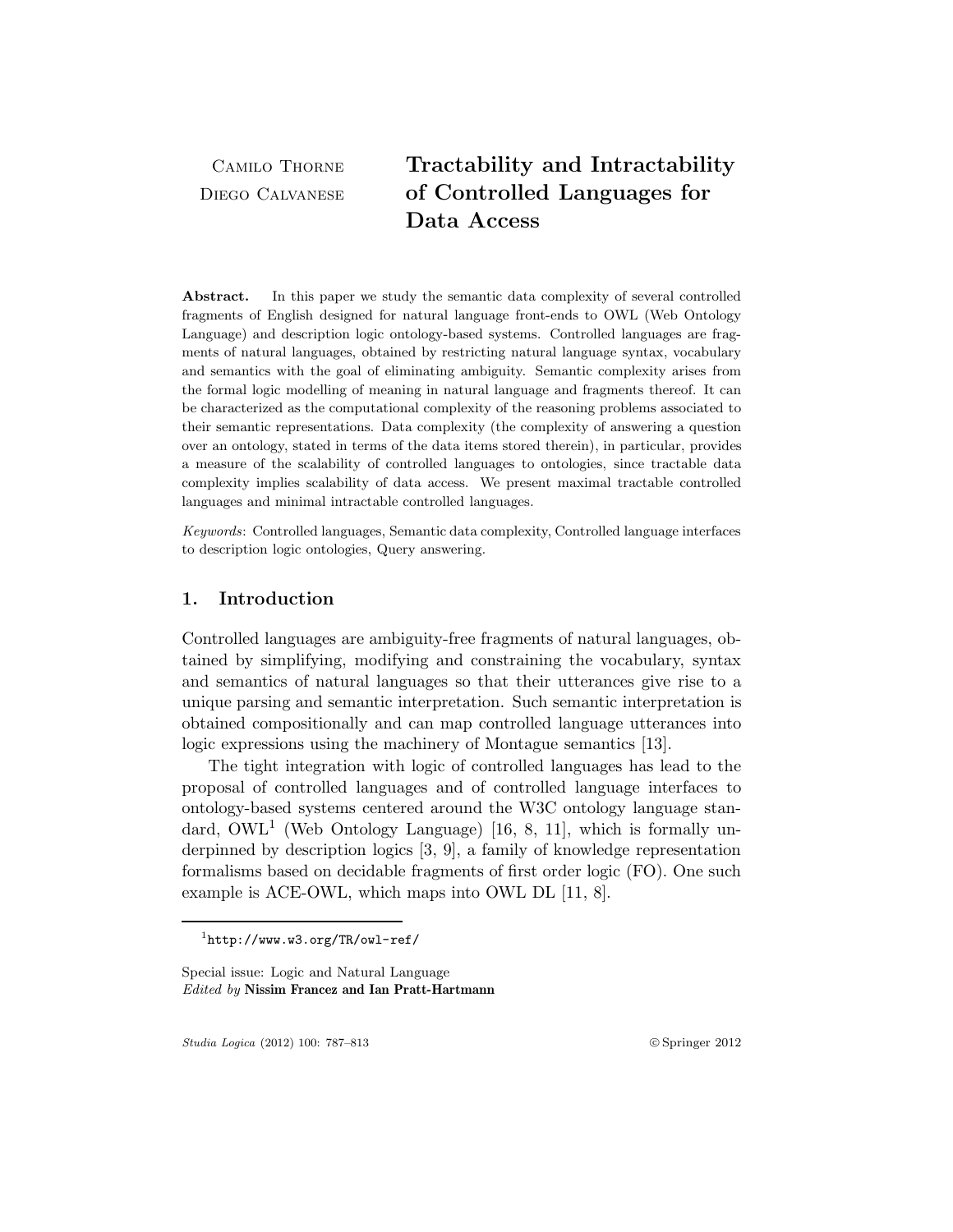Camilo Thorne
Diego Calvanese

# Tractability and Intractability of Controlled Languages for Data Access

**Abstract.** In this paper we study the semantic data complexity of several controlled fragments of English designed for natural language front-ends to OWL (Web Ontology Language) and description logic ontology-based systems. Controlled languages are fragments of natural languages, obtained by restricting natural language syntax, vocabulary and semantics with the goal of eliminating ambiguity. Semantic complexity arises from the formal logic modelling of meaning in natural language and fragments thereof. It can be characterized as the computational complexity of the reasoning problems associated to their semantic representations. Data complexity (the complexity of answering a question over an ontology, stated in terms of the data items stored therein), in particular, provides a measure of the scalability of controlled languages to ontologies, since tractable data complexity implies scalability of data access. We present maximal tractable controlled languages and minimal intractable controlled languages.

*Keywords*: Controlled languages, Semantic data complexity, Controlled language interfaces to description logic ontologies, Query answering.

## 1. Introduction

Controlled languages are ambiguity-free fragments of natural languages, obtained by simplifying, modifying and constraining the vocabulary, syntax and semantics of natural languages so that their utterances give rise to a unique parsing and semantic interpretation. Such semantic interpretation is obtained compositionally and can map controlled language utterances into logic expressions using the machinery of Montague semantics [13].

The tight integration with logic of controlled languages has lead to the proposal of controlled languages and of controlled language interfaces to ontology-based systems centered around the W3C ontology language standard, OWL[1] (Web Ontology Language) [16, 8, 11], which is formally underpinned by description logics [3, 9], a family of knowledge representation formalisms based on decidable fragments of first order logic (FO). One such example is ACE-OWL, which maps into OWL DL [11, 8].

[1] `http://www.w3.org/TR/owl-ref/`

Special issue: Logic and Natural Language
*Edited by* **Nissim Francez and Ian Pratt-Hartmann**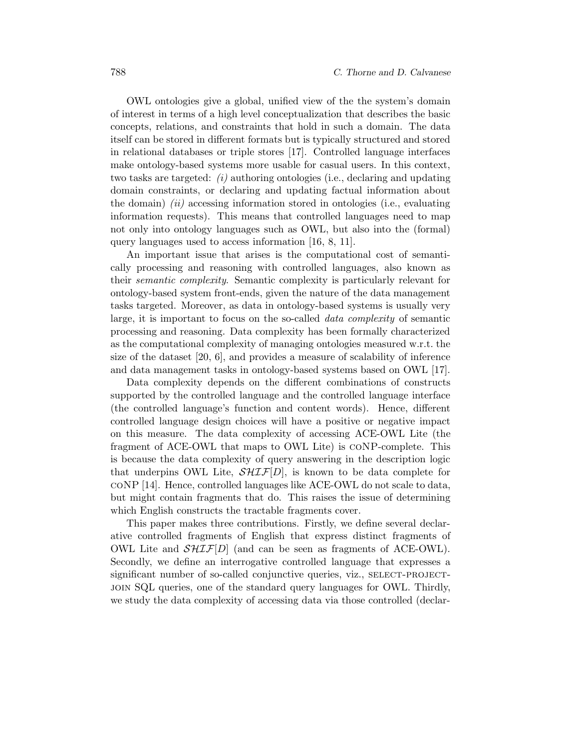OWL ontologies give a global, unified view of the the system's domain of interest in terms of a high level conceptualization that describes the basic concepts, relations, and constraints that hold in such a domain. The data itself can be stored in different formats but is typically structured and stored in relational databases or triple stores [17]. Controlled language interfaces make ontology-based systems more usable for casual users. In this context, two tasks are targeted: *(i)* authoring ontologies (i.e., declaring and updating domain constraints, or declaring and updating factual information about the domain) *(ii)* accessing information stored in ontologies (i.e., evaluating information requests). This means that controlled languages need to map not only into ontology languages such as OWL, but also into the (formal) query languages used to access information [16, 8, 11].

An important issue that arises is the computational cost of semantically processing and reasoning with controlled languages, also known as their *semantic complexity*. Semantic complexity is particularly relevant for ontology-based system front-ends, given the nature of the data management tasks targeted. Moreover, as data in ontology-based systems is usually very large, it is important to focus on the so-called *data complexity* of semantic processing and reasoning. Data complexity has been formally characterized as the computational complexity of managing ontologies measured w.r.t. the size of the dataset [20, 6], and provides a measure of scalability of inference and data management tasks in ontology-based systems based on OWL [17].

Data complexity depends on the different combinations of constructs supported by the controlled language and the controlled language interface (the controlled language's function and content words). Hence, different controlled language design choices will have a positive or negative impact on this measure. The data complexity of accessing ACE-OWL Lite (the fragment of ACE-OWL that maps to OWL Lite) is coNP-complete. This is because the data complexity of query answering in the description logic that underpins OWL Lite, $\mathcal{SHIF}[D]$, is known to be data complete for coNP [14]. Hence, controlled languages like ACE-OWL do not scale to data, but might contain fragments that do. This raises the issue of determining which English constructs the tractable fragments cover.

This paper makes three contributions. Firstly, we define several declarative controlled fragments of English that express distinct fragments of OWL Lite and $\mathcal{SHIF}[D]$ (and can be seen as fragments of ACE-OWL). Secondly, we define an interrogative controlled language that expresses a significant number of so-called conjunctive queries, viz., SELECT-PROJECT-JOIN SQL queries, one of the standard query languages for OWL. Thirdly, we study the data complexity of accessing data via those controlled (declar-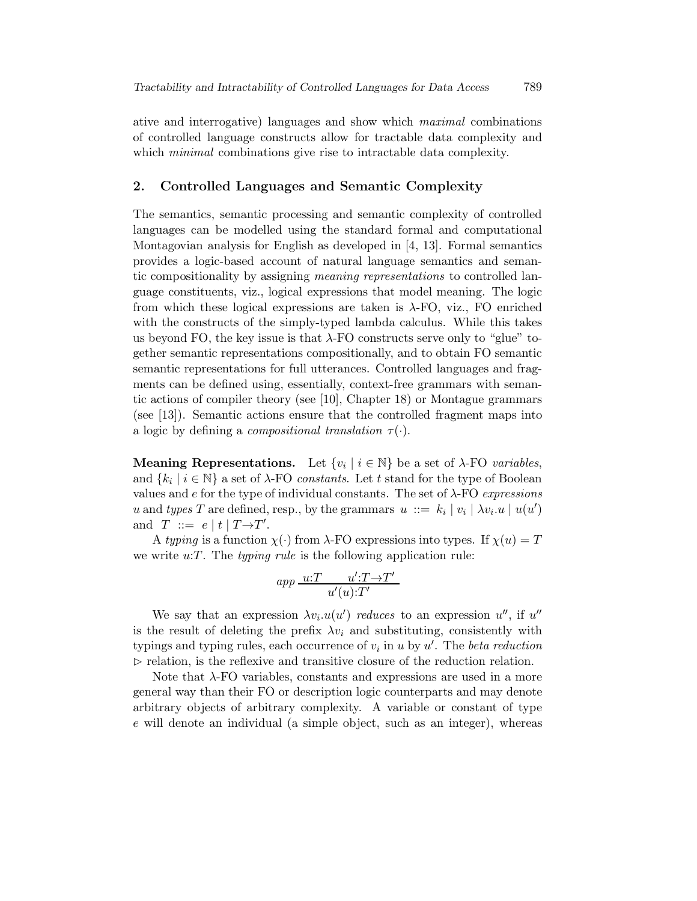ative and interrogative) languages and show which *maximal* combinations of controlled language constructs allow for tractable data complexity and which *minimal* combinations give rise to intractable data complexity.

## 2. Controlled Languages and Semantic Complexity

The semantics, semantic processing and semantic complexity of controlled languages can be modelled using the standard formal and computational Montagovian analysis for English as developed in [4, 13]. Formal semantics provides a logic-based account of natural language semantics and semantic compositionality by assigning *meaning representations* to controlled language constituents, viz., logical expressions that model meaning. The logic from which these logical expressions are taken is $\lambda$-FO, viz., FO enriched with the constructs of the simply-typed lambda calculus. While this takes us beyond FO, the key issue is that $\lambda$-FO constructs serve only to "glue" together semantic representations compositionally, and to obtain FO semantic semantic representations for full utterances. Controlled languages and fragments can be defined using, essentially, context-free grammars with semantic actions of compiler theory (see [10], Chapter 18) or Montague grammars (see [13]). Semantic actions ensure that the controlled fragment maps into a logic by defining a *compositional translation* $\tau(\cdot)$.

**Meaning Representations.** Let $\{v_i \mid i \in \mathbb{N}\}$ be a set of $\lambda$-FO *variables*, and $\{k_i \mid i \in \mathbb{N}\}$ a set of $\lambda$-FO *constants*. Let $t$ stand for the type of Boolean values and $e$ for the type of individual constants. The set of $\lambda$-FO *expressions* $u$ and *types* $T$ are defined, resp., by the grammars $u ::= k_i \mid v_i \mid \lambda v_i.u \mid u(u')$ and $T ::= e \mid t \mid T{\rightarrow}T'$.

A *typing* is a function $\chi(\cdot)$ from $\lambda$-FO expressions into types. If $\chi(u) = T$ we write $u{:}T$. The *typing rule* is the following application rule:

$$app \; \frac{u{:}T \qquad u'{:}T{\rightarrow}T'}{u'(u){:}T'}$$

We say that an expression $\lambda v_i.u(u')$ *reduces* to an expression $u''$, if $u''$ is the result of deleting the prefix $\lambda v_i$ and substituting, consistently with typings and typing rules, each occurrence of $v_i$ in $u$ by $u'$. The *beta reduction* $\triangleright$ relation, is the reflexive and transitive closure of the reduction relation.

Note that $\lambda$-FO variables, constants and expressions are used in a more general way than their FO or description logic counterparts and may denote arbitrary objects of arbitrary complexity. A variable or constant of type $e$ will denote an individual (a simple object, such as an integer), whereas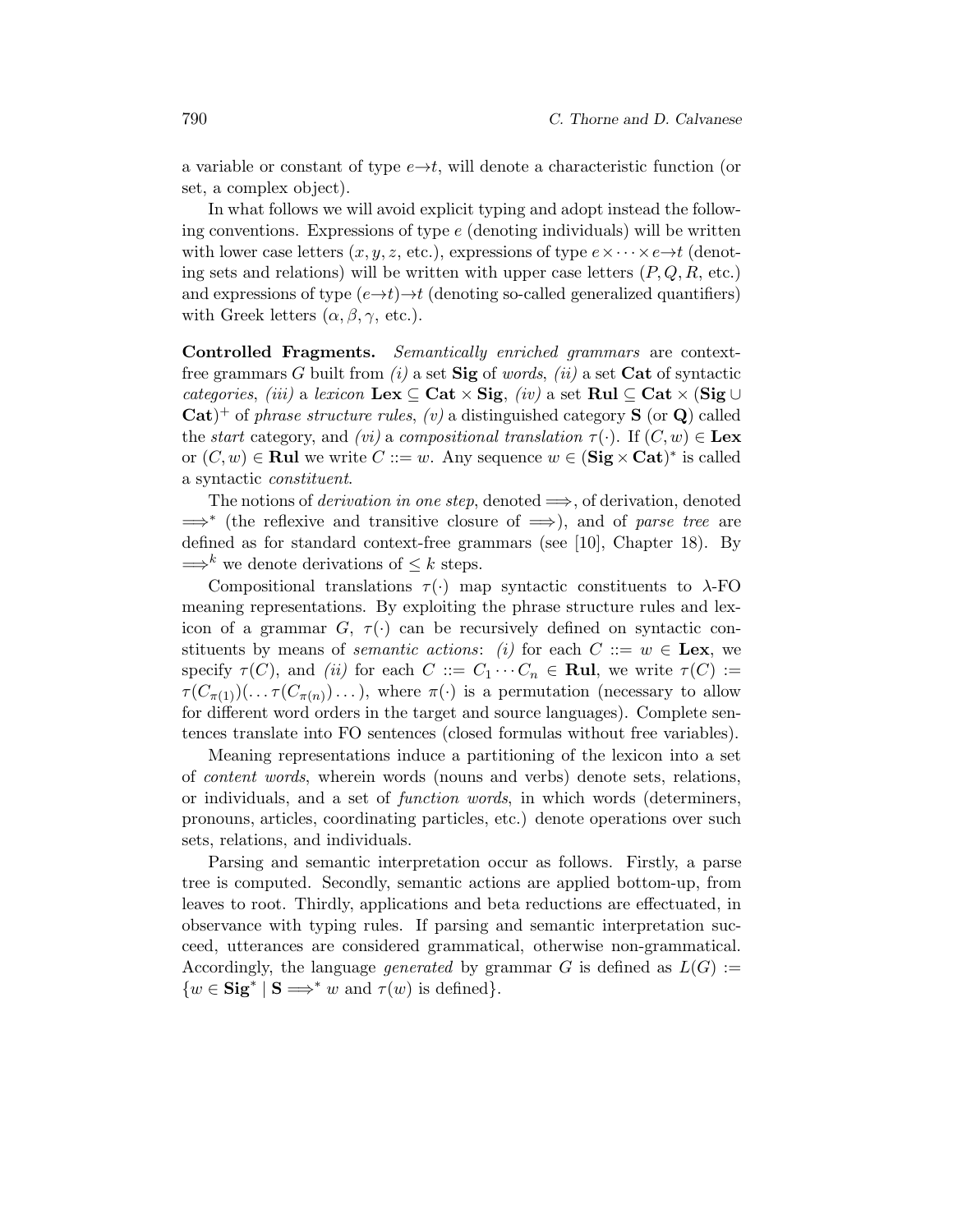a variable or constant of type $e \to t$, will denote a characteristic function (or set, a complex object).

In what follows we will avoid explicit typing and adopt instead the following conventions. Expressions of type $e$ (denoting individuals) will be written with lower case letters ($x, y, z$, etc.), expressions of type $e \times \cdots \times e \to t$ (denoting sets and relations) will be written with upper case letters ($P, Q, R$, etc.) and expressions of type $(e \to t) \to t$ (denoting so-called generalized quantifiers) with Greek letters ($\alpha, \beta, \gamma$, etc.).

**Controlled Fragments.** *Semantically enriched grammars* are context-free grammars $G$ built from *(i)* a set **Sig** of *words*, *(ii)* a set **Cat** of syntactic *categories*, *(iii)* a *lexicon* $\mathbf{Lex} \subseteq \mathbf{Cat} \times \mathbf{Sig}$, *(iv)* a set $\mathbf{Rul} \subseteq \mathbf{Cat} \times (\mathbf{Sig} \cup \mathbf{Cat})^+$ of *phrase structure rules*, *(v)* a distinguished category **S** (or **Q**) called the *start* category, and *(vi)* a *compositional translation* $\tau(\cdot)$. If $(C, w) \in \mathbf{Lex}$ or $(C, w) \in \mathbf{Rul}$ we write $C ::= w$. Any sequence $w \in (\mathbf{Sig} \times \mathbf{Cat})^*$ is called a syntactic *constituent*.

The notions of *derivation in one step*, denoted $\Longrightarrow$, of derivation, denoted $\Longrightarrow^*$ (the reflexive and transitive closure of $\Longrightarrow$), and of *parse tree* are defined as for standard context-free grammars (see [10], Chapter 18). By $\Longrightarrow^k$ we denote derivations of $\leq k$ steps.

Compositional translations $\tau(\cdot)$ map syntactic constituents to $\lambda$-FO meaning representations. By exploiting the phrase structure rules and lexicon of a grammar $G$, $\tau(\cdot)$ can be recursively defined on syntactic constituents by means of *semantic actions*: *(i)* for each $C ::= w \in \mathbf{Lex}$, we specify $\tau(C)$, and *(ii)* for each $C ::= C_1 \cdots C_n \in \mathbf{Rul}$, we write $\tau(C) := \tau(C_{\pi(1)})(\ldots \tau(C_{\pi(n)}) \ldots)$, where $\pi(\cdot)$ is a permutation (necessary to allow for different word orders in the target and source languages). Complete sentences translate into FO sentences (closed formulas without free variables).

Meaning representations induce a partitioning of the lexicon into a set of *content words*, wherein words (nouns and verbs) denote sets, relations, or individuals, and a set of *function words*, in which words (determiners, pronouns, articles, coordinating particles, etc.) denote operations over such sets, relations, and individuals.

Parsing and semantic interpretation occur as follows. Firstly, a parse tree is computed. Secondly, semantic actions are applied bottom-up, from leaves to root. Thirdly, applications and beta reductions are effectuated, in observance with typing rules. If parsing and semantic interpretation succeed, utterances are considered grammatical, otherwise non-grammatical. Accordingly, the language *generated* by grammar $G$ is defined as $L(G) := \{w \in \mathbf{Sig}^* \mid \mathbf{S} \Longrightarrow^* w \text{ and } \tau(w) \text{ is defined}\}$.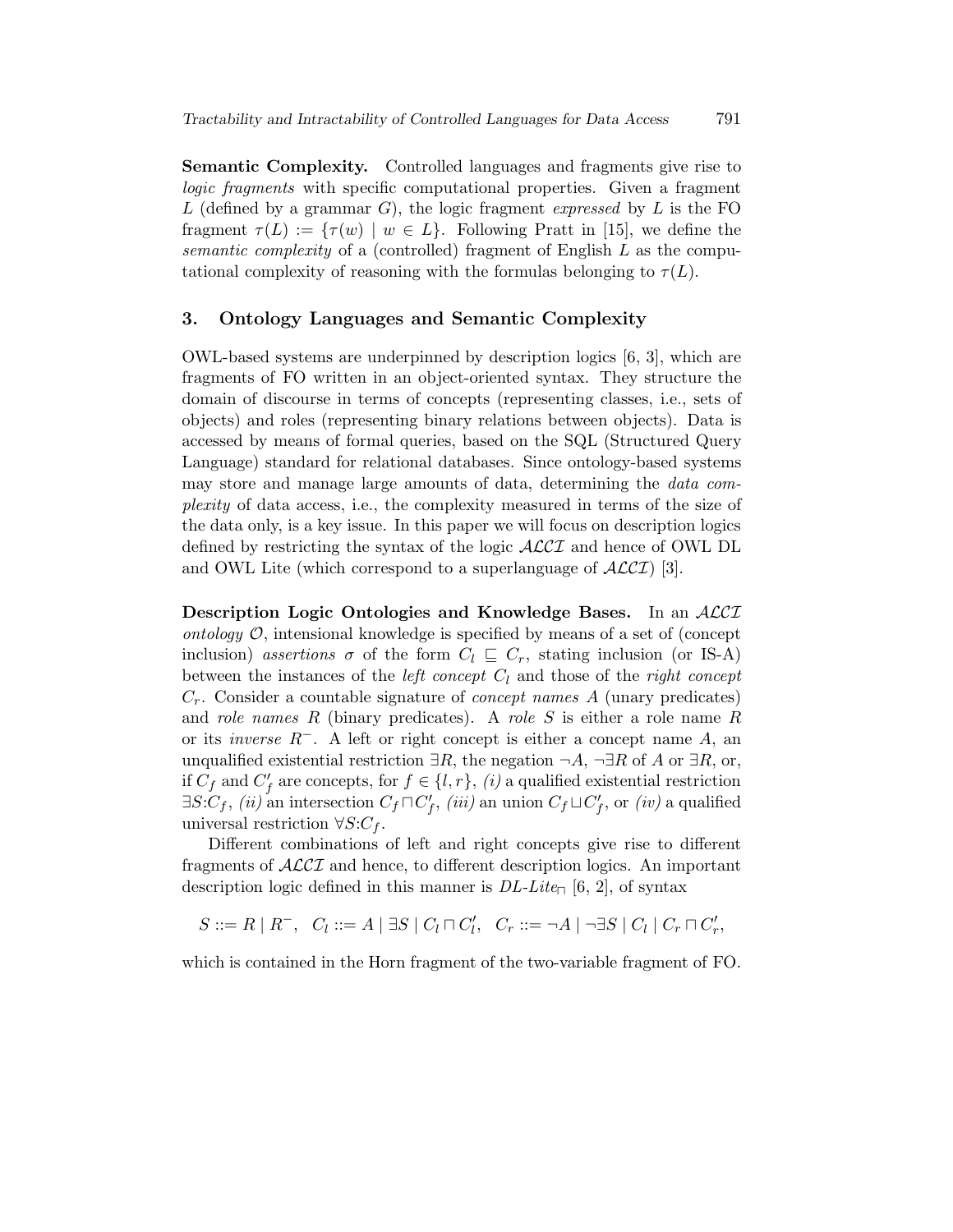**Semantic Complexity.** Controlled languages and fragments give rise to *logic fragments* with specific computational properties. Given a fragment $L$ (defined by a grammar $G$), the logic fragment *expressed* by $L$ is the FO fragment $\tau(L) := \{\tau(w) \mid w \in L\}$. Following Pratt in [15], we define the *semantic complexity* of a (controlled) fragment of English $L$ as the computational complexity of reasoning with the formulas belonging to $\tau(L)$.

## 3. Ontology Languages and Semantic Complexity

OWL-based systems are underpinned by description logics [6, 3], which are fragments of FO written in an object-oriented syntax. They structure the domain of discourse in terms of concepts (representing classes, i.e., sets of objects) and roles (representing binary relations between objects). Data is accessed by means of formal queries, based on the SQL (Structured Query Language) standard for relational databases. Since ontology-based systems may store and manage large amounts of data, determining the *data complexity* of data access, i.e., the complexity measured in terms of the size of the data only, is a key issue. In this paper we will focus on description logics defined by restricting the syntax of the logic $\mathcal{ALCI}$ and hence of OWL DL and OWL Lite (which correspond to a superlanguage of $\mathcal{ALCI}$) [3].

**Description Logic Ontologies and Knowledge Bases.** In an $\mathcal{ALCI}$ *ontology* $\mathcal{O}$, intensional knowledge is specified by means of a set of (concept inclusion) *assertions* $\sigma$ of the form $C_l \sqsubseteq C_r$, stating inclusion (or IS-A) between the instances of the *left concept* $C_l$ and those of the *right concept* $C_r$. Consider a countable signature of *concept names* $A$ (unary predicates) and *role names* $R$ (binary predicates). A *role* $S$ is either a role name $R$ or its *inverse* $R^-$. A left or right concept is either a concept name $A$, an unqualified existential restriction $\exists R$, the negation $\neg A$, $\neg \exists R$ of $A$ or $\exists R$, or, if $C_f$ and $C'_f$ are concepts, for $f \in \{l, r\}$, *(i)* a qualified existential restriction $\exists S{:}C_f$, *(ii)* an intersection $C_f \sqcap C'_f$, *(iii)* an union $C_f \sqcup C'_f$, or *(iv)* a qualified universal restriction $\forall S{:}C_f$.

Different combinations of left and right concepts give rise to different fragments of $\mathcal{ALCI}$ and hence, to different description logics. An important description logic defined in this manner is *DL-Lite*$_\sqcap$ [6, 2], of syntax

$$S ::= R \mid R^-, \quad C_l ::= A \mid \exists S \mid C_l \sqcap C'_l, \quad C_r ::= \neg A \mid \neg \exists S \mid C_l \mid C_r \sqcap C'_r,$$

which is contained in the Horn fragment of the two-variable fragment of FO.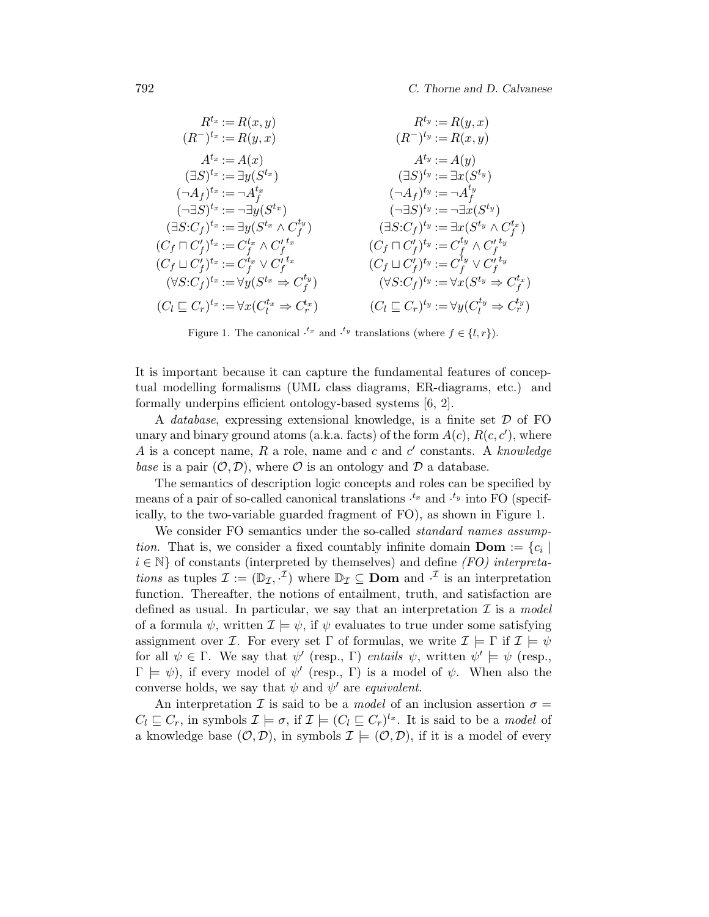$$
\begin{array}{rlrl}
R^{t_x} & := R(x,y) & R^{t_y} & := R(y,x) \\
(R^-)^{t_x} & := R(y,x) & (R^-)^{t_y} & := R(x,y) \\
A^{t_x} & := A(x) & A^{t_y} & := A(y) \\
(\exists S)^{t_x} & := \exists y(S^{t_x}) & (\exists S)^{t_y} & := \exists x(S^{t_y}) \\
(\neg A_f)^{t_x} & := \neg A_f^{t_x} & (\neg A_f)^{t_y} & := \neg A_f^{t_y} \\
(\neg \exists S)^{t_x} & := \neg \exists y(S^{t_x}) & (\neg \exists S)^{t_y} & := \neg \exists x(S^{t_y}) \\
(\exists S{:}C_f)^{t_x} & := \exists y(S^{t_x} \wedge C_f^{t_y}) & (\exists S{:}C_f)^{t_y} & := \exists x(S^{t_y} \wedge C_f^{t_x}) \\
(C_f \sqcap C'_f)^{t_x} & := C_f^{t_x} \wedge {C'_f}^{t_x} & (C_f \sqcap C'_f)^{t_y} & := C_f^{t_y} \wedge {C'_f}^{t_y} \\
(C_f \sqcup C'_f)^{t_x} & := C_f^{t_x} \vee {C'_f}^{t_x} & (C_f \sqcup C'_f)^{t_y} & := C_f^{t_y} \vee {C'_f}^{t_y} \\
(\forall S{:}C_f)^{t_x} & := \forall y(S^{t_x} \Rightarrow C_f^{t_y}) & (\forall S{:}C_f)^{t_y} & := \forall x(S^{t_y} \Rightarrow C_f^{t_x}) \\
(C_l \sqsubseteq C_r)^{t_x} & := \forall x(C_l^{t_x} \Rightarrow C_r^{t_x}) & (C_l \sqsubseteq C_r)^{t_y} & := \forall y(C_l^{t_y} \Rightarrow C_r^{t_y})
\end{array}
$$

Figure 1. The canonical $\cdot^{t_x}$ and $\cdot^{t_y}$ translations (where $f \in \{l, r\}$).

It is important because it can capture the fundamental features of conceptual modelling formalisms (UML class diagrams, ER-diagrams, etc.) and formally underpins efficient ontology-based systems [6, 2].

A *database*, expressing extensional knowledge, is a finite set $\mathcal{D}$ of FO unary and binary ground atoms (a.k.a. facts) of the form $A(c)$, $R(c, c')$, where $A$ is a concept name, $R$ a role, name and $c$ and $c'$ constants. A *knowledge base* is a pair $(\mathcal{O}, \mathcal{D})$, where $\mathcal{O}$ is an ontology and $\mathcal{D}$ a database.

The semantics of description logic concepts and roles can be specified by means of a pair of so-called canonical translations $\cdot^{t_x}$ and $\cdot^{t_y}$ into FO (specifically, to the two-variable guarded fragment of FO), as shown in Figure 1.

We consider FO semantics under the so-called *standard names assumption*. That is, we consider a fixed countably infinite domain $\mathbf{Dom} := \{c_i \mid i \in \mathbb{N}\}$ of constants (interpreted by themselves) and define *(FO) interpretations* as tuples $\mathcal{I} := (\mathbb{D}_{\mathcal{I}}, \cdot^{\mathcal{I}})$ where $\mathbb{D}_{\mathcal{I}} \subseteq \mathbf{Dom}$ and $\cdot^{\mathcal{I}}$ is an interpretation function. Thereafter, the notions of entailment, truth, and satisfaction are defined as usual. In particular, we say that an interpretation $\mathcal{I}$ is a *model* of a formula $\psi$, written $\mathcal{I} \models \psi$, if $\psi$ evaluates to true under some satisfying assignment over $\mathcal{I}$. For every set $\Gamma$ of formulas, we write $\mathcal{I} \models \Gamma$ if $\mathcal{I} \models \psi$ for all $\psi \in \Gamma$. We say that $\psi'$ (resp., $\Gamma$) *entails* $\psi$, written $\psi' \models \psi$ (resp., $\Gamma \models \psi$), if every model of $\psi'$ (resp., $\Gamma$) is a model of $\psi$. When also the converse holds, we say that $\psi$ and $\psi'$ are *equivalent*.

An interpretation $\mathcal{I}$ is said to be a *model* of an inclusion assertion $\sigma = C_l \sqsubseteq C_r$, in symbols $\mathcal{I} \models \sigma$, if $\mathcal{I} \models (C_l \sqsubseteq C_r)^{t_x}$. It is said to be a *model* of a knowledge base $(\mathcal{O}, \mathcal{D})$, in symbols $\mathcal{I} \models (\mathcal{O}, \mathcal{D})$, if it is a model of every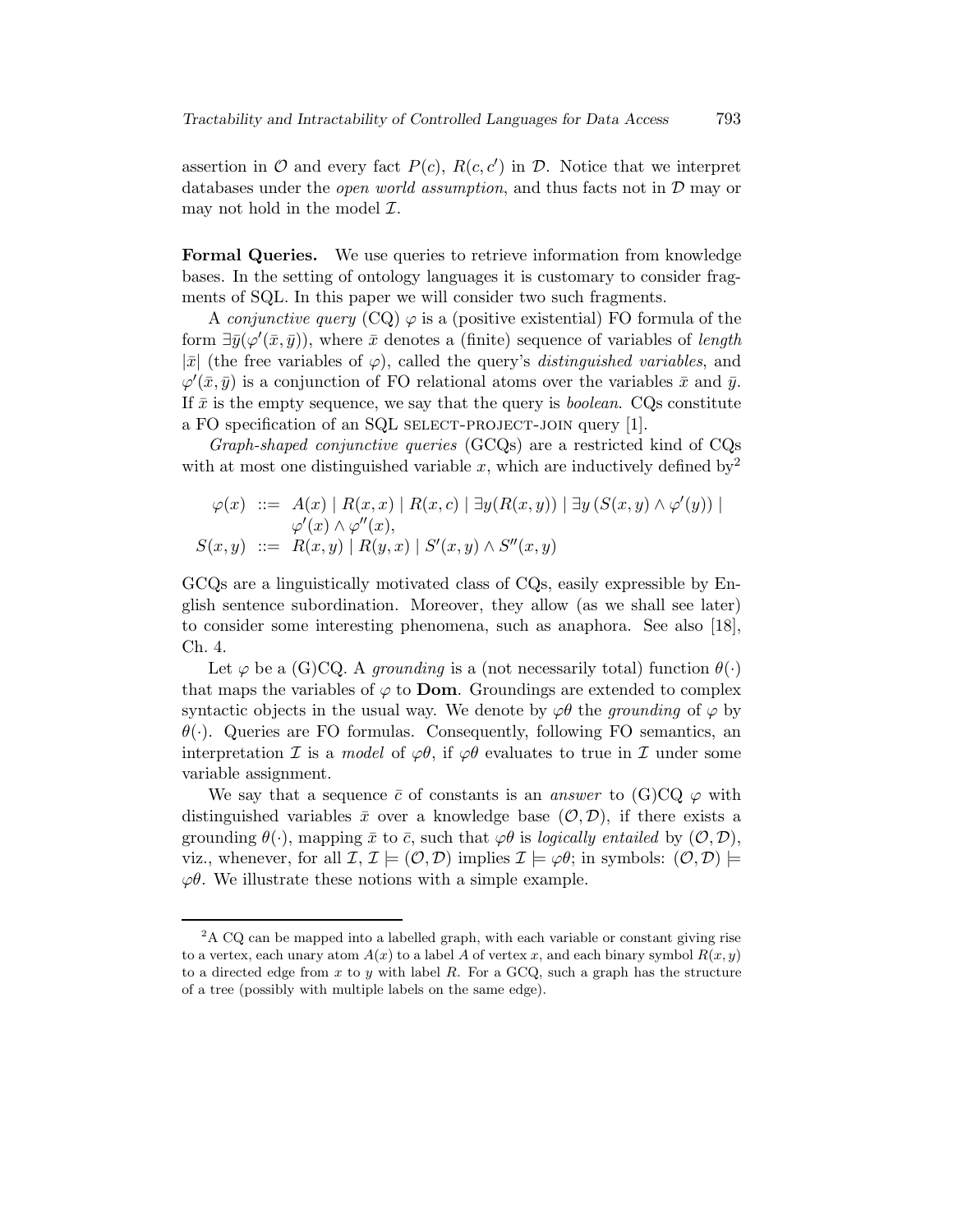assertion in $\mathcal{O}$ and every fact $P(c)$, $R(c, c')$ in $\mathcal{D}$. Notice that we interpret databases under the *open world assumption*, and thus facts not in $\mathcal{D}$ may or may not hold in the model $\mathcal{I}$.

**Formal Queries.** We use queries to retrieve information from knowledge bases. In the setting of ontology languages it is customary to consider fragments of SQL. In this paper we will consider two such fragments.

A *conjunctive query* (CQ) $\varphi$ is a (positive existential) FO formula of the form $\exists \bar{y}(\varphi'(\bar{x}, \bar{y}))$, where $\bar{x}$ denotes a (finite) sequence of variables of *length* $|\bar{x}|$ (the free variables of $\varphi$), called the query's *distinguished variables*, and $\varphi'(\bar{x}, \bar{y})$ is a conjunction of FO relational atoms over the variables $\bar{x}$ and $\bar{y}$. If $\bar{x}$ is the empty sequence, we say that the query is *boolean*. CQs constitute a FO specification of an SQL SELECT-PROJECT-JOIN query [1].

*Graph-shaped conjunctive queries* (GCQs) are a restricted kind of CQs with at most one distinguished variable $x$, which are inductively defined by[2]

$$\begin{aligned}
\varphi(x) \; &::= \; A(x) \mid R(x,x) \mid R(x,c) \mid \exists y(R(x,y)) \mid \exists y\,(S(x,y) \wedge \varphi'(y)) \mid \\
&\quad\;\; \varphi'(x) \wedge \varphi''(x), \\
S(x,y) \; &::= \; R(x,y) \mid R(y,x) \mid S'(x,y) \wedge S''(x,y)
\end{aligned}$$

GCQs are a linguistically motivated class of CQs, easily expressible by English sentence subordination. Moreover, they allow (as we shall see later) to consider some interesting phenomena, such as anaphora. See also [18], Ch. 4.

Let $\varphi$ be a (G)CQ. A *grounding* is a (not necessarily total) function $\theta(\cdot)$ that maps the variables of $\varphi$ to $\mathbf{Dom}$. Groundings are extended to complex syntactic objects in the usual way. We denote by $\varphi\theta$ the *grounding* of $\varphi$ by $\theta(\cdot)$. Queries are FO formulas. Consequently, following FO semantics, an interpretation $\mathcal{I}$ is a *model* of $\varphi\theta$, if $\varphi\theta$ evaluates to true in $\mathcal{I}$ under some variable assignment.

We say that a sequence $\bar{c}$ of constants is an *answer* to (G)CQ $\varphi$ with distinguished variables $\bar{x}$ over a knowledge base $(\mathcal{O}, \mathcal{D})$, if there exists a grounding $\theta(\cdot)$, mapping $\bar{x}$ to $\bar{c}$, such that $\varphi\theta$ is *logically entailed* by $(\mathcal{O}, \mathcal{D})$, viz., whenever, for all $\mathcal{I}$, $\mathcal{I} \models (\mathcal{O}, \mathcal{D})$ implies $\mathcal{I} \models \varphi\theta$; in symbols: $(\mathcal{O}, \mathcal{D}) \models \varphi\theta$. We illustrate these notions with a simple example.

---

[2] A CQ can be mapped into a labelled graph, with each variable or constant giving rise to a vertex, each unary atom $A(x)$ to a label $A$ of vertex $x$, and each binary symbol $R(x, y)$ to a directed edge from $x$ to $y$ with label $R$. For a GCQ, such a graph has the structure of a tree (possibly with multiple labels on the same edge).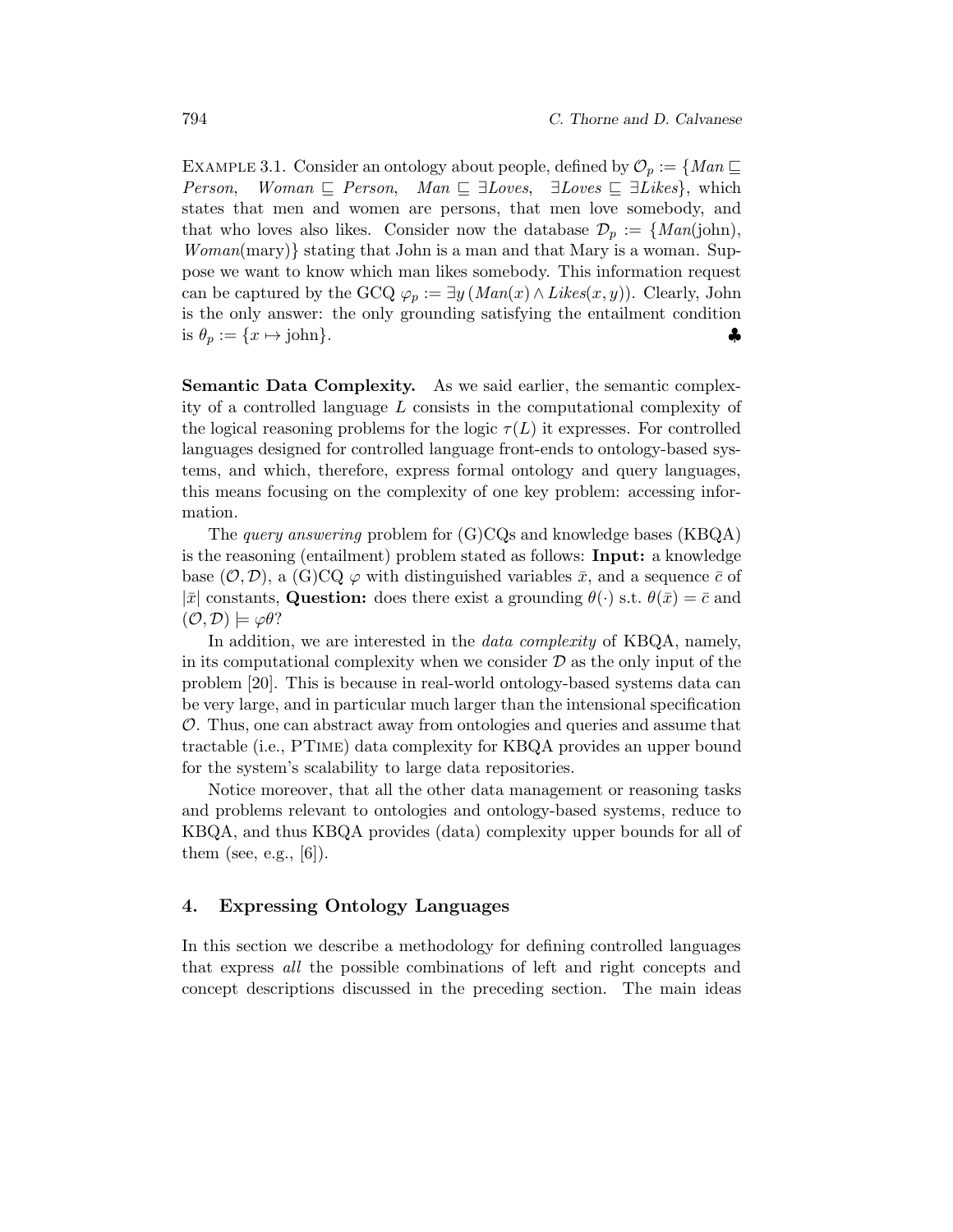Example 3.1. Consider an ontology about people, defined by $\mathcal{O}_p := \{Man \sqsubseteq Person,\ \ Woman \sqsubseteq Person,\ \ Man \sqsubseteq \exists Loves,\ \ \exists Loves \sqsubseteq \exists Likes\}$, which states that men and women are persons, that men love somebody, and that who loves also likes. Consider now the database $\mathcal{D}_p := \{Man(\text{john}), Woman(\text{mary})\}$ stating that John is a man and that Mary is a woman. Suppose we want to know which man likes somebody. This information request can be captured by the GCQ $\varphi_p := \exists y\,(Man(x) \wedge Likes(x, y))$. Clearly, John is the only answer: the only grounding satisfying the entailment condition is $\theta_p := \{x \mapsto \text{john}\}$. ♣

**Semantic Data Complexity.** As we said earlier, the semantic complexity of a controlled language $L$ consists in the computational complexity of the logical reasoning problems for the logic $\tau(L)$ it expresses. For controlled languages designed for controlled language front-ends to ontology-based systems, and which, therefore, express formal ontology and query languages, this means focusing on the complexity of one key problem: accessing information.

The *query answering* problem for (G)CQs and knowledge bases (KBQA) is the reasoning (entailment) problem stated as follows: **Input:** a knowledge base $(\mathcal{O}, \mathcal{D})$, a (G)CQ $\varphi$ with distinguished variables $\bar{x}$, and a sequence $\bar{c}$ of $|\bar{x}|$ constants, **Question:** does there exist a grounding $\theta(\cdot)$ s.t. $\theta(\bar{x}) = \bar{c}$ and $(\mathcal{O}, \mathcal{D}) \models \varphi\theta$?

In addition, we are interested in the *data complexity* of KBQA, namely, in its computational complexity when we consider $\mathcal{D}$ as the only input of the problem [20]. This is because in real-world ontology-based systems data can be very large, and in particular much larger than the intensional specification $\mathcal{O}$. Thus, one can abstract away from ontologies and queries and assume that tractable (i.e., PTime) data complexity for KBQA provides an upper bound for the system's scalability to large data repositories.

Notice moreover, that all the other data management or reasoning tasks and problems relevant to ontologies and ontology-based systems, reduce to KBQA, and thus KBQA provides (data) complexity upper bounds for all of them (see, e.g., [6]).

## 4. Expressing Ontology Languages

In this section we describe a methodology for defining controlled languages that express *all* the possible combinations of left and right concepts and concept descriptions discussed in the preceding section. The main ideas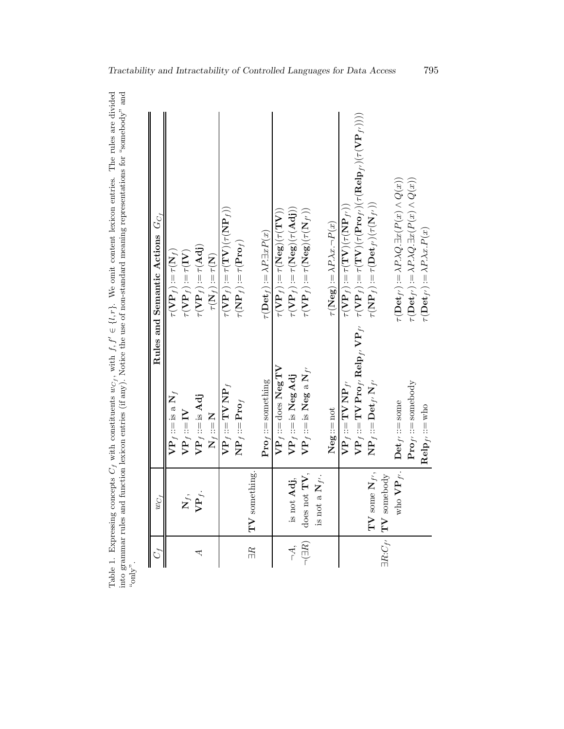Table 1. Expressing concepts $C_f$ with constituents $w_{C_f}$, with $f, f' \in \{l, r\}$. We omit content lexicon entries. The rules are divided into grammar rules and function lexicon entries (if any). Notice the use of non-standard meaning representations for "somebody" and "only".

| $C_f$ | $w_{C_f}$ | Rules and Semantic Actions $G_{C_f}$ | |
|---|---|---|---|
| $A$ | $\mathbf{N}_f$, $\mathbf{VP}_f$. | $\mathbf{VP}_f ::=$ is a $\mathrm{N}_f$ | $\tau(\mathbf{VP}_f) := \tau(\mathrm{N}_f)$ |
| | | $\mathbf{VP}_f ::= \mathbf{IV}$ | $\tau(\mathbf{VP}_f) := \tau(\mathbf{IV})$ |
| | | $\mathbf{VP}_f ::=$ is $\mathbf{Adj}$ | $\tau(\mathbf{VP}_f) := \tau(\mathbf{Adj})$ |
| | | $\mathrm{N}_f ::= \mathrm{N}$ | $\tau(\mathrm{N}_f) := \tau(\mathrm{N})$ |
| $\exists R$ | $\mathbf{TV}$ something. | $\mathbf{VP}_f ::= \mathbf{TV}\,\mathbf{NP}_f$ | $\tau(\mathbf{VP}_f) := \tau(\mathbf{TV})(\tau(\mathbf{NP}_f))$ |
| | | $\mathbf{NP}_f ::= \mathbf{Pro}_f$ | $\tau(\mathbf{NP}_f) := \tau(\mathbf{Pro}_f)$ |
| | | $\mathbf{Pro}_f ::=$ something | $\tau(\mathbf{Det}_f) := \lambda P.\exists x P(x)$ |
| $\neg A$, $\neg(\exists R)$ | is not $\mathbf{Adj}$, does not $\mathbf{TV}$, is not a $\mathbf{N}_{f'}$. | $\mathbf{VP}_f ::=$ does $\mathbf{Neg}\,\mathbf{TV}$ | $\tau(\mathbf{VP}_f) := \tau(\mathbf{Neg})(\tau(\mathbf{TV}))$ |
| | | $\mathbf{VP}_f ::=$ is $\mathbf{Neg}\,\mathbf{Adj}$ | $\tau(\mathbf{VP}_f) := \tau(\mathbf{Neg})(\tau(\mathbf{Adj}))$ |
| | | $\mathbf{VP}_f ::=$ is $\mathbf{Neg}$ a $\mathrm{N}_{f'}$ | $\tau(\mathbf{VP}_f) := \tau(\mathbf{Neg})(\tau(\mathrm{N}_{f'}))$ |
| | | $\mathbf{Neg} ::=$ not | $\tau(\mathbf{Neg}) := \lambda P.\lambda x.\neg P(x)$ |
| $\exists R{:}C_{f'}$ | $\mathbf{TV}$ some $\mathrm{N}_{f'}$, $\mathbf{TV}$ somebody who $\mathbf{VP}_{f'}$. | $\mathbf{VP}_f ::= \mathbf{TV}\,\mathbf{NP}_{f'}$ | $\tau(\mathbf{VP}_f) := \tau(\mathbf{TV})(\tau(\mathbf{NP}_{f'}))$ |
| | | $\mathbf{VP}_f ::= \mathbf{TV}\,\mathbf{Pro}_{f'}\,\mathbf{Relp}_{f'}\,\mathbf{VP}_{f'}$ | $\tau(\mathbf{VP}_f) := \tau(\mathbf{TV})(\tau(\mathbf{Pro}_{f'})(\tau(\mathbf{Relp}_{f'})(\tau(\mathbf{VP}_{f'}))))$ |
| | | $\mathbf{NP}_f ::= \mathbf{Det}_{f'}\,\mathrm{N}_{f'}$ | $\tau(\mathbf{NP}_f) := \tau(\mathbf{Det}_{f'})(\tau(\mathrm{N}_{f'}))$ |
| | | $\mathbf{Det}_{f'} ::=$ some | $\tau(\mathbf{Det}_{f'}) := \lambda P.\lambda Q.\exists x(P(x) \wedge Q(x))$ |
| | | $\mathbf{Pro}_{f'} ::=$ somebody | $\tau(\mathbf{Det}_{f'}) := \lambda P.\lambda Q.\exists x(P(x) \wedge Q(x))$ |
| | | $\mathbf{Relp}_{f'} ::=$ who | $\tau(\mathbf{Det}_{f'}) := \lambda P.\lambda x.P(x)$ |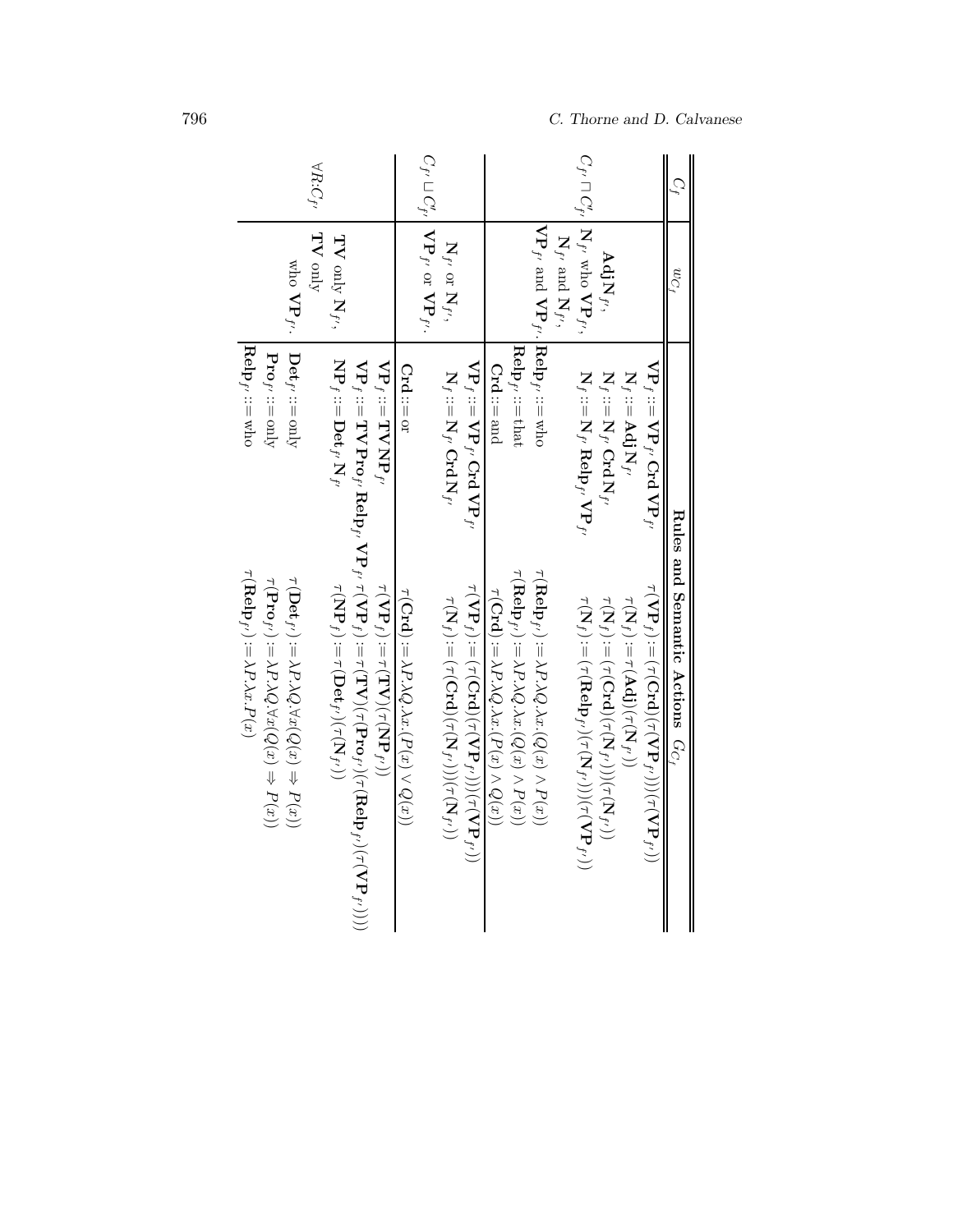| $C_f$ | $w_{C_f}$ | Rules and Semantic Actions $G_{C_f}$ | |
|---|---|---|---|
| $C_{f'} \sqcap C'_{f'}$ | **Adj N**$_{f'}$, | **VP**$_f$ ::= **VP**$_{f'}$ **Crd VP**$_{f'}$ | $\tau(\mathbf{VP}_f) := (\tau(\mathbf{Crd})(\tau(\mathbf{VP}_{f'})))(\tau(\mathbf{VP}_{f'}))$ |
| | **N**$_{f'}$ who **VP**$_{f'}$, | **N**$_f$ ::= **Adj N**$_{f'}$ | $\tau(\mathbf{N}_f) := \tau(\mathbf{Adj})(\tau(\mathbf{N}_{f'}))$ |
| | **N**$_{f'}$ and **N**$_{f'}$, | **N**$_f$ ::= **N**$_{f'}$ **Crd N**$_{f'}$ | $\tau(\mathbf{N}_f) := (\tau(\mathbf{Crd})(\tau(\mathbf{N}_{f'})))(\tau(\mathbf{N}_{f'}))$ |
| | **VP**$_{f'}$ and **VP**$_{f'}$. | **N**$_f$ ::= **N**$_{f'}$ **Relp**$_{f'}$ **VP**$_{f'}$ | $\tau(\mathbf{N}_f) := (\tau(\mathbf{Relp}_{f'})(\tau(\mathbf{N}_{f'})))(\tau(\mathbf{VP}_{f'}))$ |
| | | **Relp**$_{f'}$ ::= who | $\tau(\mathbf{Relp}_{f'}) := \lambda P.\lambda Q.\lambda x.(Q(x) \wedge P(x))$ |
| | | **Relp**$_{f'}$ ::= that | $\tau(\mathbf{Relp}_{f'}) := \lambda P.\lambda Q.\lambda x.(Q(x) \wedge P(x))$ |
| | | **Crd** ::= and | $\tau(\mathbf{Crd}) := \lambda P.\lambda Q.\lambda x.(P(x) \wedge Q(x))$ |
| $C_{f'} \sqcup C'_{f'}$ | **N**$_{f'}$ or **N**$_{f'}$, | **VP**$_f$ ::= **VP**$_{f'}$ **Crd VP**$_{f'}$ | $\tau(\mathbf{VP}_f) := (\tau(\mathbf{Crd})(\tau(\mathbf{VP}_{f'})))(\tau(\mathbf{VP}_{f'}))$ |
| | **VP**$_{f'}$ or **VP**$_{f'}$. | **N**$_f$ ::= **N**$_{f'}$ **Crd N**$_{f'}$ | $\tau(\mathbf{N}_f) := (\tau(\mathbf{Crd})(\tau(\mathbf{N}_{f'})))(\tau(\mathbf{N}_{f'}))$ |
| | | **Crd** ::= or | $\tau(\mathbf{Crd}) := \lambda P.\lambda Q.\lambda x.(P(x) \vee Q(x))$ |
| $\forall R.C_{f'}$ | **TV** only **N**$_{f'}$, | **VP**$_f$ ::= **TV NP**$_{f'}$ | $\tau(\mathbf{VP}_f) := \tau(\mathbf{TV})(\tau(\mathbf{NP}_{f'}))$ |
| | **TV** only | **VP**$_f$ ::= **TV Pro**$_{f'}$ **Relp**$_{f'}$ **VP**$_{f'}$ | $\tau(\mathbf{VP}_f) := \tau(\mathbf{TV})(\tau(\mathbf{Pro}_{f'})(\tau(\mathbf{Relp}_{f'})(\tau(\mathbf{VP}_{f'}))))$ |
| | who **VP**$_{f'}$. | **NP**$_f$ ::= **Det**$_{f'}$ **N**$_{f'}$ | $\tau(\mathbf{NP}_f) := \tau(\mathbf{Det}_{f'})(\tau(\mathbf{N}_{f'}))$ |
| | | **Det**$_{f'}$ ::= only | $\tau(\mathbf{Det}_{f'}) := \lambda P.\lambda Q.\forall x(Q(x) \Rightarrow P(x))$ |
| | | **Pro**$_{f'}$ ::= only | $\tau(\mathbf{Pro}_{f'}) := \lambda P.\lambda Q.\forall x(Q(x) \Rightarrow P(x))$ |
| | | **Relp**$_{f'}$ ::= who | $\tau(\mathbf{Relp}_{f'}) := \lambda P.\lambda x.P(x)$ |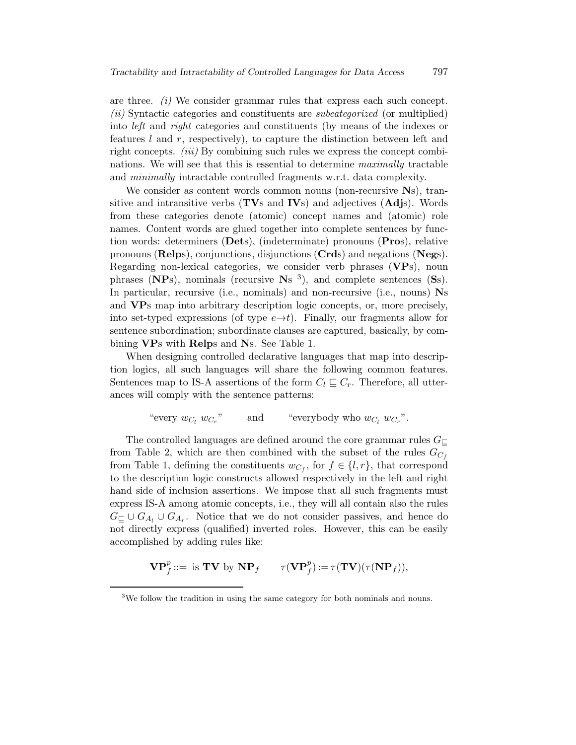are three. *(i)* We consider grammar rules that express each such concept. *(ii)* Syntactic categories and constituents are *subcategorized* (or multiplied) into *left* and *right* categories and constituents (by means of the indexes or features $l$ and $r$, respectively), to capture the distinction between left and right concepts. *(iii)* By combining such rules we express the concept combinations. We will see that this is essential to determine *maximally* tractable and *minimally* intractable controlled fragments w.r.t. data complexity.

We consider as content words common nouns (non-recursive **N**s), transitive and intransitive verbs (**TV**s and **IV**s) and adjectives (**Adj**s). Words from these categories denote (atomic) concept names and (atomic) role names. Content words are glued together into complete sentences by function words: determiners (**Det**s), (indeterminate) pronouns (**Pro**s), relative pronouns (**Relp**s), conjunctions, disjunctions (**Crd**s) and negations (**Neg**s). Regarding non-lexical categories, we consider verb phrases (**VP**s), noun phrases (**NP**s), nominals (recursive **N**s [3]), and complete sentences (**S**s). In particular, recursive (i.e., nominals) and non-recursive (i.e., nouns) **N**s and **VP**s map into arbitrary description logic concepts, or, more precisely, into set-typed expressions (of type $e \rightarrow t$). Finally, our fragments allow for sentence subordination; subordinate clauses are captured, basically, by combining **VP**s with **Relp**s and **N**s. See Table 1.

When designing controlled declarative languages that map into description logics, all such languages will share the following common features. Sentences map to IS-A assertions of the form $C_l \sqsubseteq C_r$. Therefore, all utterances will comply with the sentence patterns:

$$\text{“every } w_{C_l}\ w_{C_r}\text{”} \qquad \text{and} \qquad \text{“everybody who } w_{C_l}\ w_{C_r}\text{”.}$$

The controlled languages are defined around the core grammar rules $G_{\sqsubseteq}$ from Table 2, which are then combined with the subset of the rules $G_{C_f}$ from Table 1, defining the constituents $w_{C_f}$, for $f \in \{l, r\}$, that correspond to the description logic constructs allowed respectively in the left and right hand side of inclusion assertions. We impose that all such fragments must express IS-A among atomic concepts, i.e., they will all contain also the rules $G_{\sqsubseteq} \cup G_{A_l} \cup G_{A_r}$. Notice that we do not consider passives, and hence do not directly express (qualified) inverted roles. However, this can be easily accomplished by adding rules like:

$$\mathbf{VP}^p_f ::= \text{ is } \mathbf{TV} \text{ by } \mathbf{NP}_f \qquad \tau(\mathbf{VP}^p_f) := \tau(\mathbf{TV})(\tau(\mathbf{NP}_f)),$$

[3] We follow the tradition in using the same category for both nominals and nouns.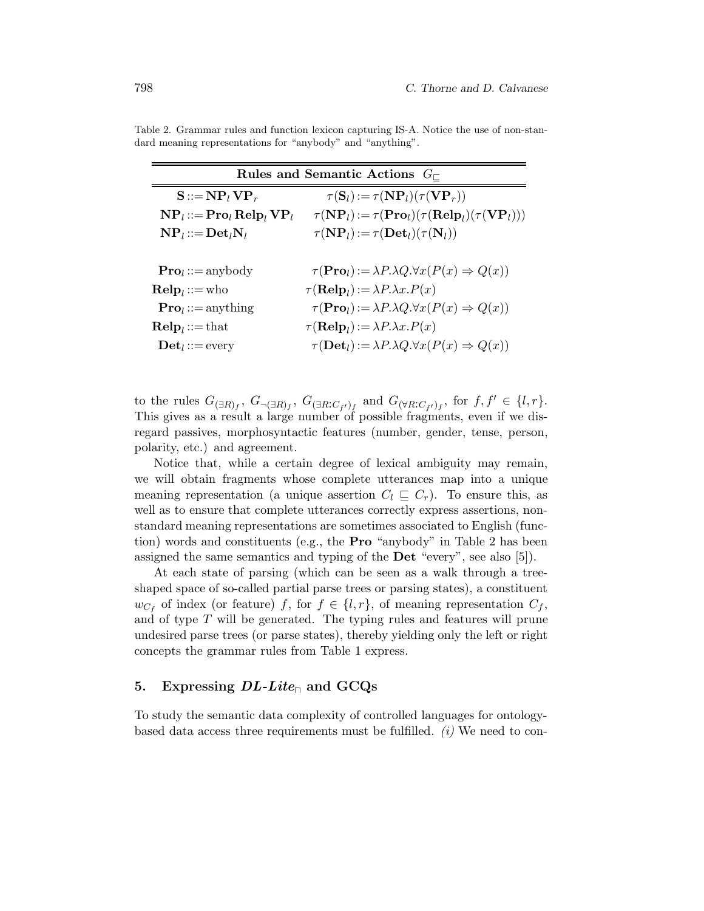Table 2. Grammar rules and function lexicon capturing IS-A. Notice the use of non-standard meaning representations for "anybody" and "anything".

| Rules and Semantic Actions $G_{\sqsubseteq}$ | |
|---|---|
| $\mathbf{S} ::= \mathbf{NP}_l\, \mathbf{VP}_r$ | $\tau(\mathbf{S}_l) := \tau(\mathbf{NP}_l)(\tau(\mathbf{VP}_r))$ |
| $\mathbf{NP}_l ::= \mathbf{Pro}_l\, \mathbf{Relp}_l\, \mathbf{VP}_l$ | $\tau(\mathbf{NP}_l) := \tau(\mathbf{Pro}_l)(\tau(\mathbf{Relp}_l)(\tau(\mathbf{VP}_l)))$ |
| $\mathbf{NP}_l ::= \mathbf{Det}_l \mathbf{N}_l$ | $\tau(\mathbf{NP}_l) := \tau(\mathbf{Det}_l)(\tau(\mathbf{N}_l))$ |
| $\mathbf{Pro}_l ::=$ anybody | $\tau(\mathbf{Pro}_l) := \lambda P.\lambda Q.\forall x(P(x) \Rightarrow Q(x))$ |
| $\mathbf{Relp}_l ::=$ who | $\tau(\mathbf{Relp}_l) := \lambda P.\lambda x.P(x)$ |
| $\mathbf{Pro}_l ::=$ anything | $\tau(\mathbf{Pro}_l) := \lambda P.\lambda Q.\forall x(P(x) \Rightarrow Q(x))$ |
| $\mathbf{Relp}_l ::=$ that | $\tau(\mathbf{Relp}_l) := \lambda P.\lambda x.P(x)$ |
| $\mathbf{Det}_l ::=$ every | $\tau(\mathbf{Det}_l) := \lambda P.\lambda Q.\forall x(P(x) \Rightarrow Q(x))$ |

to the rules $G_{(\exists R)_f}$, $G_{\neg(\exists R)_f}$, $G_{(\exists R:C_{f'})_f}$ and $G_{(\forall R:C_{f'})_f}$, for $f, f' \in \{l, r\}$. This gives as a result a large number of possible fragments, even if we disregard passives, morphosyntactic features (number, gender, tense, person, polarity, etc.) and agreement.

Notice that, while a certain degree of lexical ambiguity may remain, we will obtain fragments whose complete utterances map into a unique meaning representation (a unique assertion $C_l \sqsubseteq C_r$). To ensure this, as well as to ensure that complete utterances correctly express assertions, non-standard meaning representations are sometimes associated to English (function) words and constituents (e.g., the **Pro** "anybody" in Table 2 has been assigned the same semantics and typing of the **Det** "every", see also [5]).

At each state of parsing (which can be seen as a walk through a tree-shaped space of so-called partial parse trees or parsing states), a constituent $w_{C_f}$ of index (or feature) $f$, for $f \in \{l, r\}$, of meaning representation $C_f$, and of type $T$ will be generated. The typing rules and features will prune undesired parse trees (or parse states), thereby yielding only the left or right concepts the grammar rules from Table 1 express.

## 5. Expressing *DL-Lite*$_{\sqcap}$ and GCQs

To study the semantic data complexity of controlled languages for ontology-based data access three requirements must be fulfilled. *(i)* We need to con-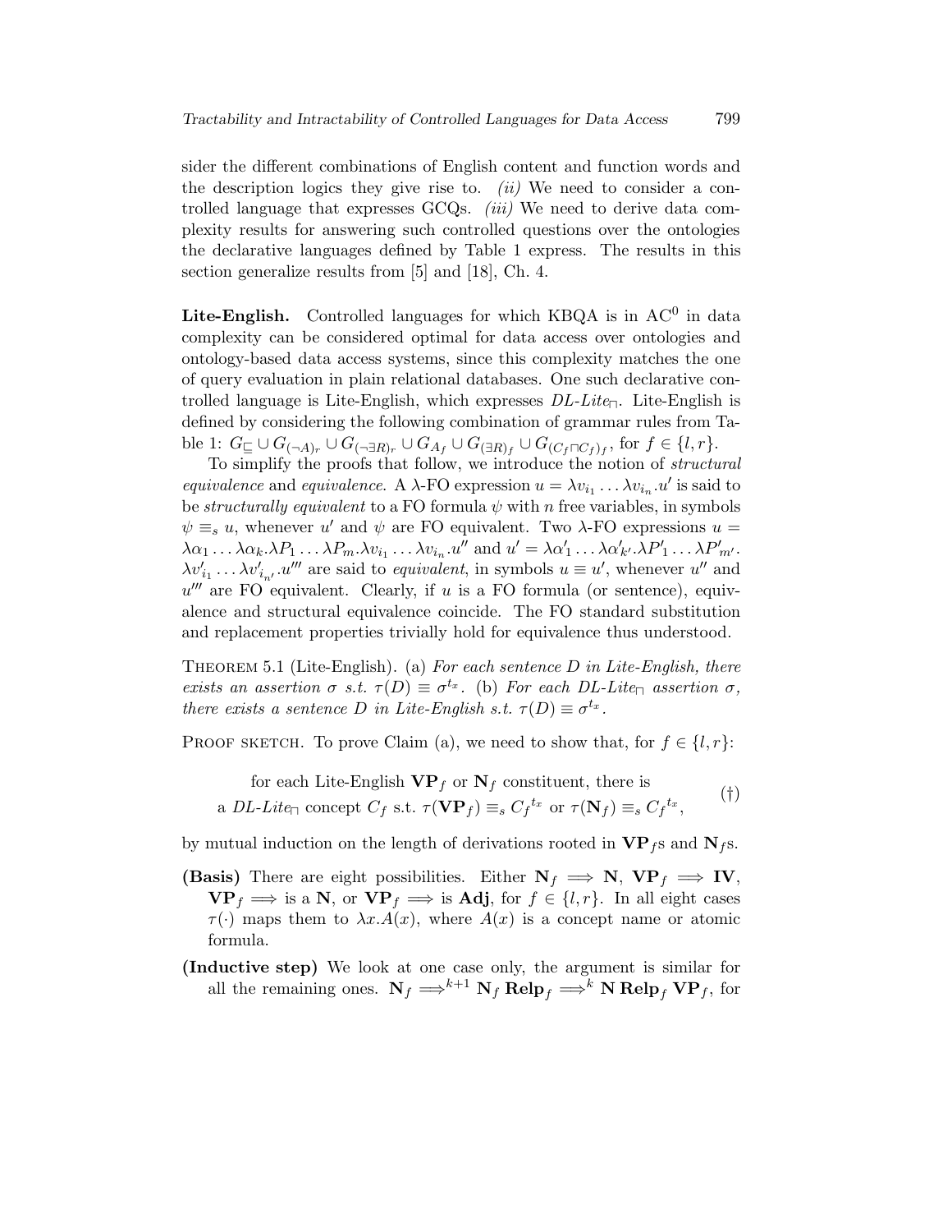sider the different combinations of English content and function words and the description logics they give rise to. *(ii)* We need to consider a controlled language that expresses GCQs. *(iii)* We need to derive data complexity results for answering such controlled questions over the ontologies the declarative languages defined by Table 1 express. The results in this section generalize results from [5] and [18], Ch. 4.

**Lite-English.** Controlled languages for which KBQA is in $\mathrm{AC}^0$ in data complexity can be considered optimal for data access over ontologies and ontology-based data access systems, since this complexity matches the one of query evaluation in plain relational databases. One such declarative controlled language is Lite-English, which expresses *DL-Lite*$_\sqcap$. Lite-English is defined by considering the following combination of grammar rules from Table 1: $G_\sqsubseteq \cup G_{(\neg A)_r} \cup G_{(\neg \exists R)_r} \cup G_{A_f} \cup G_{(\exists R)_f} \cup G_{(C_f \sqcap C_f)_f}$, for $f \in \{l, r\}$.

To simplify the proofs that follow, we introduce the notion of *structural equivalence* and *equivalence*. A $\lambda$-FO expression $u = \lambda v_{i_1} \ldots \lambda v_{i_n}.u'$ is said to be *structurally equivalent* to a FO formula $\psi$ with $n$ free variables, in symbols $\psi \equiv_s u$, whenever $u'$ and $\psi$ are FO equivalent. Two $\lambda$-FO expressions $u = \lambda\alpha_1 \ldots \lambda\alpha_k.\lambda P_1 \ldots \lambda P_m.\lambda v_{i_1} \ldots \lambda v_{i_n}.u''$ and $u' = \lambda\alpha'_1 \ldots \lambda\alpha'_{k'}.\lambda P'_1 \ldots \lambda P'_{m'}.\lambda v'_{i_1} \ldots \lambda v'_{i_{n'}}.u'''$ are said to *equivalent*, in symbols $u \equiv u'$, whenever $u''$ and $u'''$ are FO equivalent. Clearly, if $u$ is a FO formula (or sentence), equivalence and structural equivalence coincide. The FO standard substitution and replacement properties trivially hold for equivalence thus understood.

Theorem 5.1 (Lite-English). (a) *For each sentence $D$ in Lite-English, there exists an assertion $\sigma$ s.t. $\tau(D) \equiv \sigma^{t_x}$.* (b) *For each DL-Lite$_\sqcap$ assertion $\sigma$, there exists a sentence $D$ in Lite-English s.t. $\tau(D) \equiv \sigma^{t_x}$.*

Proof sketch. To prove Claim (a), we need to show that, for $f \in \{l, r\}$:

$$\begin{array}{c}\text{for each Lite-English } \mathbf{VP}_f \text{ or } \mathbf{N}_f \text{ constituent, there is} \\ \text{a } \textit{DL-Lite}_\sqcap \text{ concept } C_f \text{ s.t. } \tau(\mathbf{VP}_f) \equiv_s {C_f}^{t_x} \text{ or } \tau(\mathbf{N}_f) \equiv_s {C_f}^{t_x},\end{array} \qquad (\dagger)$$

by mutual induction on the length of derivations rooted in $\mathbf{VP}_f$s and $\mathbf{N}_f$s.

- **(Basis)** There are eight possibilities. Either $\mathbf{N}_f \Longrightarrow \mathbf{N}$, $\mathbf{VP}_f \Longrightarrow \mathbf{IV}$, $\mathbf{VP}_f \Longrightarrow$ is a $\mathbf{N}$, or $\mathbf{VP}_f \Longrightarrow$ is $\mathbf{Adj}$, for $f \in \{l, r\}$. In all eight cases $\tau(\cdot)$ maps them to $\lambda x.A(x)$, where $A(x)$ is a concept name or atomic formula.
- **(Inductive step)** We look at one case only, the argument is similar for all the remaining ones. $\mathbf{N}_f \Longrightarrow^{k+1} \mathbf{N}_f\, \mathbf{Relp}_f \Longrightarrow^{k} \mathbf{N}\, \mathbf{Relp}_f\, \mathbf{VP}_f$, for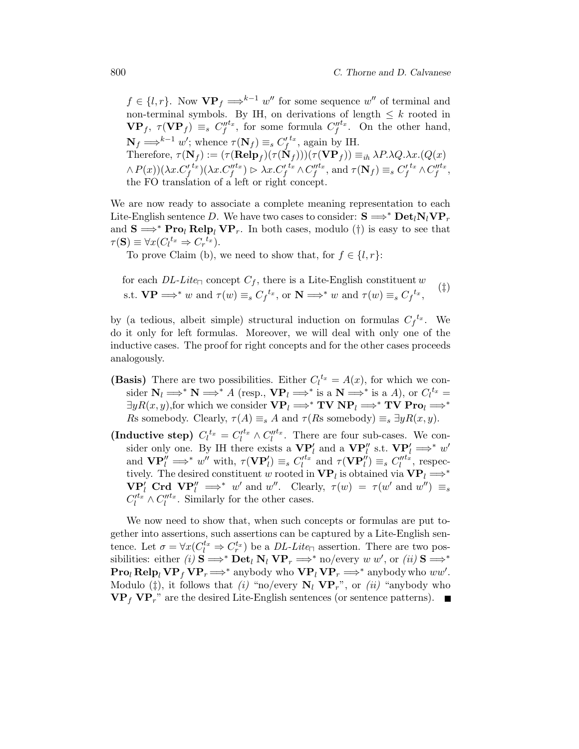$f \in \{l, r\}$. Now $\mathbf{VP}_f \Longrightarrow^{k-1} w''$ for some sequence $w''$ of terminal and non-terminal symbols. By IH, on derivations of length $\leq k$ rooted in $\mathbf{VP}_f$, $\tau(\mathbf{VP}_f) \equiv_s C''^{t_x}_f$, for some formula $C''^{t_x}_f$. On the other hand, $\mathbf{N}_f \Longrightarrow^{k-1} w'$; whence $\tau(\mathbf{N}_f) \equiv_s C'^{t_x}_f$, again by IH.
Therefore, $\tau(\mathbf{N}_f) := (\tau(\mathbf{Relp}_f)(\tau(\mathbf{N}_f)))(\tau(\mathbf{VP}_f)) \equiv_{ih} \lambda P.\lambda Q.\lambda x.(Q(x) \wedge P(x))(\lambda x.C'^{t_x}_f)(\lambda x.C''^{t_x}_f) \rhd \lambda x.C'^{t_x}_f \wedge C''^{t_x}_f$, and $\tau(\mathbf{N}_f) \equiv_s C'^{t_x}_f \wedge C''^{t_x}_f$, the FO translation of a left or right concept.

We are now ready to associate a complete meaning representation to each Lite-English sentence $D$. We have two cases to consider: $\mathbf{S} \Longrightarrow^* \mathbf{Det}_l \mathbf{N}_l \mathbf{VP}_r$ and $\mathbf{S} \Longrightarrow^* \mathbf{Pro}_l\ \mathbf{Relp}_l\ \mathbf{VP}_r$. In both cases, modulo (†) is easy to see that $\tau(\mathbf{S}) \equiv \forall x(C_l^{t_x} \Rightarrow C_r^{t_x})$.

To prove Claim (b), we need to show that, for $f \in \{l, r\}$:

$$\begin{array}{l}\text{for each } \textit{DL-Lite}_{\sqcap} \text{ concept } C_f, \text{ there is a Lite-English constituent } w \\ \text{s.t. } \mathbf{VP} \Longrightarrow^* w \text{ and } \tau(w) \equiv_s C_f^{t_x}, \text{ or } \mathbf{N} \Longrightarrow^* w \text{ and } \tau(w) \equiv_s C_f^{t_x},\end{array} \quad (‡)$$

by (a tedious, albeit simple) structural induction on formulas $C_f^{t_x}$. We do it only for left formulas. Moreover, we will deal with only one of the inductive cases. The proof for right concepts and for the other cases proceeds analogously.

- **(Basis)** There are two possibilities. Either $C_l^{t_x} = A(x)$, for which we consider $\mathbf{N}_l \Longrightarrow^* \mathbf{N} \Longrightarrow^* A$ (resp., $\mathbf{VP}_l \Longrightarrow^*$ is a $\mathbf{N} \Longrightarrow^*$ is a $A$), or $C_l^{t_x} = \exists y R(x, y)$,for which we consider $\mathbf{VP}_l \Longrightarrow^* \mathbf{TV}\ \mathbf{NP}_l \Longrightarrow^* \mathbf{TV}\ \mathbf{Pro}_l \Longrightarrow^*$ $R$s somebody. Clearly, $\tau(A) \equiv_s A$ and $\tau(R\text{s somebody}) \equiv_s \exists y R(x, y)$.
- **(Inductive step)** $C_l^{t_x} = C'^{t_x}_l \wedge C''^{t_x}_l$. There are four sub-cases. We consider only one. By IH there exists a $\mathbf{VP}'_l$ and a $\mathbf{VP}''_l$ s.t. $\mathbf{VP}'_l \Longrightarrow^* w'$ and $\mathbf{VP}''_l \Longrightarrow^* w''$ with, $\tau(\mathbf{VP}'_l) \equiv_s C'^{t_x}_l$ and $\tau(\mathbf{VP}''_l) \equiv_s C''^{t_x}_l$, respectively. The desired constituent $w$ rooted in $\mathbf{VP}_l$ is obtained via $\mathbf{VP}_l \Longrightarrow^* \mathbf{VP}'_l\ \mathbf{Crd}\ \mathbf{VP}''_l \Longrightarrow^* w'$ and $w''$. Clearly, $\tau(w) = \tau(w' \text{ and } w'') \equiv_s C'^{t_x}_l \wedge C''^{t_x}_l$. Similarly for the other cases.

We now need to show that, when such concepts or formulas are put together into assertions, such assertions can be captured by a Lite-English sentence. Let $\sigma = \forall x(C_l^{t_x} \Rightarrow C_r^{t_x})$ be a *DL-Lite*$_{\sqcap}$ assertion. There are two possibilities: either *(i)* $\mathbf{S} \Longrightarrow^* \mathbf{Det}_l\ \mathbf{N}_l\ \mathbf{VP}_r \Longrightarrow^*$ no/every $w\ w'$, or *(ii)* $\mathbf{S} \Longrightarrow^* \mathbf{Pro}_l\ \mathbf{Relp}_l\ \mathbf{VP}_f\ \mathbf{VP}_r \Longrightarrow^*$ anybody who $\mathbf{VP}_l\ \mathbf{VP}_r \Longrightarrow^*$ anybody who $ww'$. Modulo (‡), it follows that *(i)* "no/every $\mathbf{N}_l\ \mathbf{VP}_r$", or *(ii)* "anybody who $\mathbf{VP}_f\ \mathbf{VP}_r$" are the desired Lite-English sentences (or sentence patterns). ■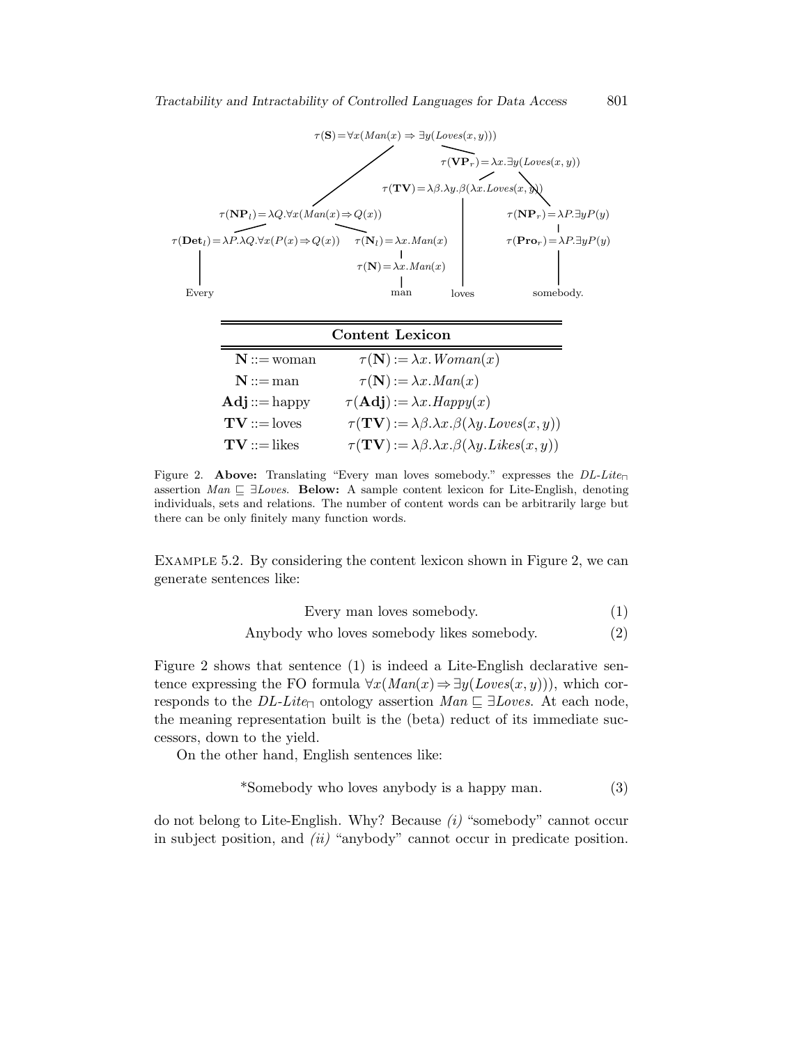$\tau(\mathbf{S}) = \forall x(Man(x) \Rightarrow \exists y(Loves(x,y)))$

$\tau(\mathbf{VP}_r) = \lambda x.\exists y(Loves(x,y))$

$\tau(\mathbf{TV}) = \lambda\beta.\lambda y.\beta(\lambda x.Loves(x,y))$

$\tau(\mathbf{NP}_l) = \lambda Q.\forall x(Man(x) \Rightarrow Q(x))$

$\tau(\mathbf{NP}_r) = \lambda P.\exists y P(y)$

$\tau(\mathbf{Det}_l) = \lambda P.\lambda Q.\forall x(P(x) \Rightarrow Q(x))$ $\quad$ $\tau(\mathbf{N}_l) = \lambda x.Man(x)$ $\quad$ $\tau(\mathbf{Pro}_r) = \lambda P.\exists y P(y)$

$\tau(\mathbf{N}) = \lambda x.Man(x)$

Every $\quad$ man $\quad$ loves $\quad$ somebody.

| Content Lexicon | |
|---|---|
| $\mathbf{N} ::=$ woman | $\tau(\mathbf{N}) := \lambda x.Woman(x)$ |
| $\mathbf{N} ::=$ man | $\tau(\mathbf{N}) := \lambda x.Man(x)$ |
| $\mathbf{Adj} ::=$ happy | $\tau(\mathbf{Adj}) := \lambda x.Happy(x)$ |
| $\mathbf{TV} ::=$ loves | $\tau(\mathbf{TV}) := \lambda\beta.\lambda x.\beta(\lambda y.Loves(x,y))$ |
| $\mathbf{TV} ::=$ likes | $\tau(\mathbf{TV}) := \lambda\beta.\lambda x.\beta(\lambda y.Likes(x,y))$ |

Figure 2. **Above:** Translating "Every man loves somebody." expresses the *DL-Lite*$_\sqcap$ assertion $Man \sqsubseteq \exists Loves$. **Below:** A sample content lexicon for Lite-English, denoting individuals, sets and relations. The number of content words can be arbitrarily large but there can be only finitely many function words.

Example 5.2. By considering the content lexicon shown in Figure 2, we can generate sentences like:

Every man loves somebody. (1)

Anybody who loves somebody likes somebody. (2)

Figure 2 shows that sentence (1) is indeed a Lite-English declarative sentence expressing the FO formula $\forall x(Man(x) \Rightarrow \exists y(Loves(x,y)))$, which corresponds to the *DL-Lite*$_\sqcap$ ontology assertion $Man \sqsubseteq \exists Loves$. At each node, the meaning representation built is the (beta) reduct of its immediate successors, down to the yield.

On the other hand, English sentences like:

*Somebody who loves anybody is a happy man. (3)

do not belong to Lite-English. Why? Because *(i)* "somebody" cannot occur in subject position, and *(ii)* "anybody" cannot occur in predicate position.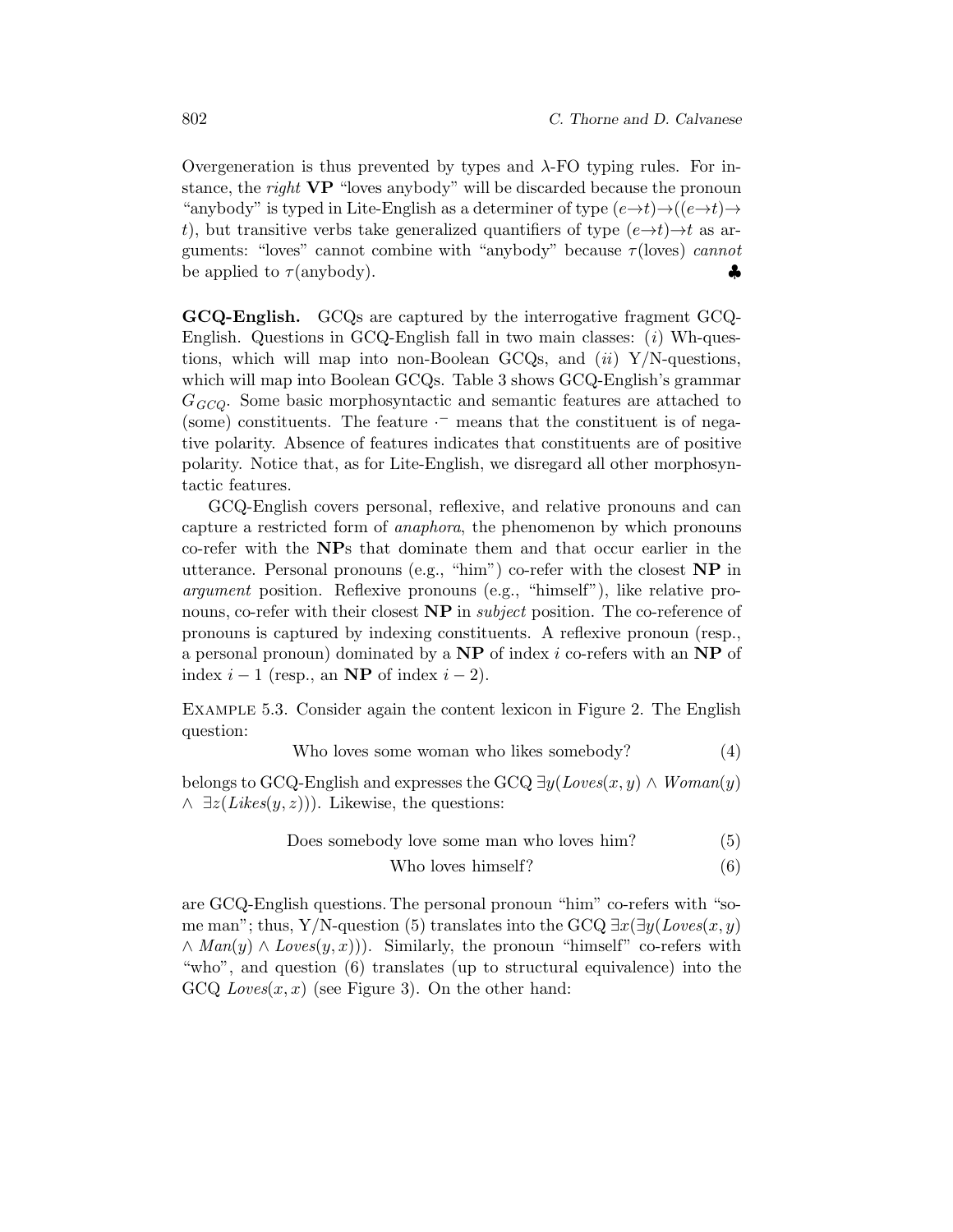Overgeneration is thus prevented by types and $\lambda$-FO typing rules. For instance, the *right* **VP** "loves anybody" will be discarded because the pronoun "anybody" is typed in Lite-English as a determiner of type $(e{\rightarrow}t){\rightarrow}((e{\rightarrow}t){\rightarrow}t)$, but transitive verbs take generalized quantifiers of type $(e{\rightarrow}t){\rightarrow}t$ as arguments: "loves" cannot combine with "anybody" because $\tau(\text{loves})$ *cannot* be applied to $\tau(\text{anybody})$. ♣

**GCQ-English.** GCQs are captured by the interrogative fragment GCQ-English. Questions in GCQ-English fall in two main classes: (*i*) Wh-questions, which will map into non-Boolean GCQs, and (*ii*) Y/N-questions, which will map into Boolean GCQs. Table 3 shows GCQ-English's grammar $G_{GCQ}$. Some basic morphosyntactic and semantic features are attached to (some) constituents. The feature $\cdot^{-}$ means that the constituent is of negative polarity. Absence of features indicates that constituents are of positive polarity. Notice that, as for Lite-English, we disregard all other morphosyntactic features.

GCQ-English covers personal, reflexive, and relative pronouns and can capture a restricted form of *anaphora*, the phenomenon by which pronouns co-refer with the **NP**s that dominate them and that occur earlier in the utterance. Personal pronouns (e.g., "him") co-refer with the closest **NP** in *argument* position. Reflexive pronouns (e.g., "himself"), like relative pronouns, co-refer with their closest **NP** in *subject* position. The co-reference of pronouns is captured by indexing constituents. A reflexive pronoun (resp., a personal pronoun) dominated by a **NP** of index $i$ co-refers with an **NP** of index $i-1$ (resp., an **NP** of index $i-2$).

Example 5.3. Consider again the content lexicon in Figure 2. The English question:

$$\text{Who loves some woman who likes somebody?} \tag{4}$$

belongs to GCQ-English and expresses the GCQ $\exists y(\mathit{Loves}(x,y) \wedge \mathit{Woman}(y) \wedge \exists z(\mathit{Likes}(y,z)))$. Likewise, the questions:

$$\text{Does somebody love some man who loves him?} \tag{5}$$

$$\text{Who loves himself?} \tag{6}$$

are GCQ-English questions. The personal pronoun "him" co-refers with "some man"; thus, Y/N-question (5) translates into the GCQ $\exists x(\exists y(\mathit{Loves}(x,y) \wedge \mathit{Man}(y) \wedge \mathit{Loves}(y,x)))$. Similarly, the pronoun "himself" co-refers with "who", and question (6) translates (up to structural equivalence) into the GCQ $\mathit{Loves}(x,x)$ (see Figure 3). On the other hand: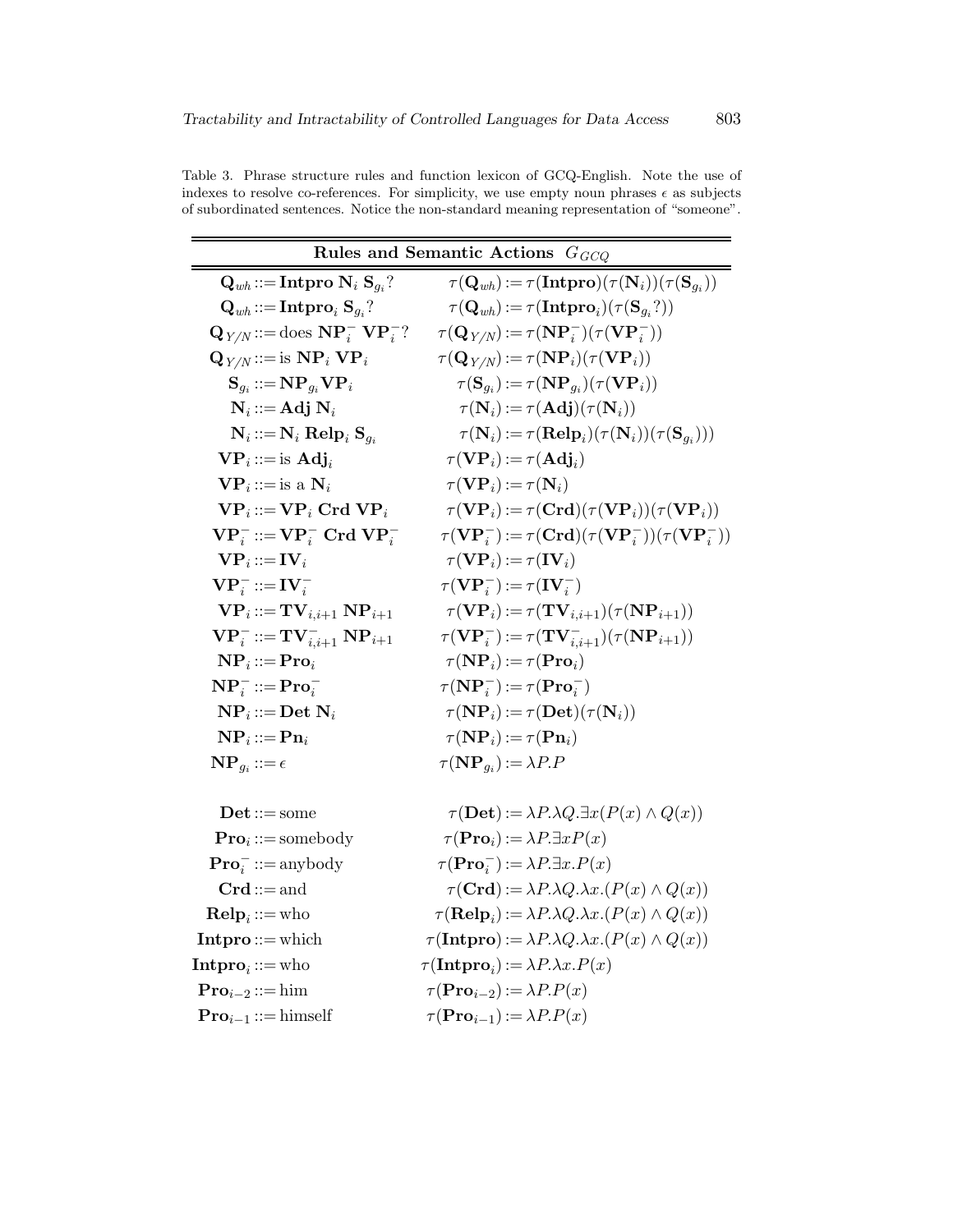Table 3. Phrase structure rules and function lexicon of GCQ-English. Note the use of indexes to resolve co-references. For simplicity, we use empty noun phrases $\epsilon$ as subjects of subordinated sentences. Notice the non-standard meaning representation of "someone".

| Rules and Semantic Actions $G_{GCQ}$ | |
|---|---|
| $\mathbf{Q}_{wh} ::= \mathbf{Intpro}\ \mathbf{N}_i\ \mathbf{S}_{g_i}?$ | $\tau(\mathbf{Q}_{wh}) := \tau(\mathbf{Intpro})(\tau(\mathbf{N}_i))(\tau(\mathbf{S}_{g_i}))$ |
| $\mathbf{Q}_{wh} ::= \mathbf{Intpro}_i\ \mathbf{S}_{g_i}?$ | $\tau(\mathbf{Q}_{wh}) := \tau(\mathbf{Intpro}_i)(\tau(\mathbf{S}_{g_i}?))$ |
| $\mathbf{Q}_{Y/N} ::= \text{does}\ \mathbf{NP}_i^-\ \mathbf{VP}_i^-?$ | $\tau(\mathbf{Q}_{Y/N}) := \tau(\mathbf{NP}_i^-)(\tau(\mathbf{VP}_i^-))$ |
| $\mathbf{Q}_{Y/N} ::= \text{is}\ \mathbf{NP}_i\ \mathbf{VP}_i$ | $\tau(\mathbf{Q}_{Y/N}) := \tau(\mathbf{NP}_i)(\tau(\mathbf{VP}_i))$ |
| $\mathbf{S}_{g_i} ::= \mathbf{NP}_{g_i}\mathbf{VP}_i$ | $\tau(\mathbf{S}_{g_i}) := \tau(\mathbf{NP}_{g_i})(\tau(\mathbf{VP}_i))$ |
| $\mathbf{N}_i ::= \mathbf{Adj}\ \mathbf{N}_i$ | $\tau(\mathbf{N}_i) := \tau(\mathbf{Adj})(\tau(\mathbf{N}_i))$ |
| $\mathbf{N}_i ::= \mathbf{N}_i\ \mathbf{Relp}_i\ \mathbf{S}_{g_i}$ | $\tau(\mathbf{N}_i) := \tau(\mathbf{Relp}_i)(\tau(\mathbf{N}_i))(\tau(\mathbf{S}_{g_i})))$ |
| $\mathbf{VP}_i ::= \text{is}\ \mathbf{Adj}_i$ | $\tau(\mathbf{VP}_i) := \tau(\mathbf{Adj}_i)$ |
| $\mathbf{VP}_i ::= \text{is a}\ \mathbf{N}_i$ | $\tau(\mathbf{VP}_i) := \tau(\mathbf{N}_i)$ |
| $\mathbf{VP}_i ::= \mathbf{VP}_i\ \mathbf{Crd}\ \mathbf{VP}_i$ | $\tau(\mathbf{VP}_i) := \tau(\mathbf{Crd})(\tau(\mathbf{VP}_i))(\tau(\mathbf{VP}_i))$ |
| $\mathbf{VP}_i^- ::= \mathbf{VP}_i^-\ \mathbf{Crd}\ \mathbf{VP}_i^-$ | $\tau(\mathbf{VP}_i^-) := \tau(\mathbf{Crd})(\tau(\mathbf{VP}_i^-))(\tau(\mathbf{VP}_i^-))$ |
| $\mathbf{VP}_i ::= \mathbf{IV}_i$ | $\tau(\mathbf{VP}_i) := \tau(\mathbf{IV}_i)$ |
| $\mathbf{VP}_i^- ::= \mathbf{IV}_i^-$ | $\tau(\mathbf{VP}_i^-) := \tau(\mathbf{IV}_i^-)$ |
| $\mathbf{VP}_i ::= \mathbf{TV}_{i,i+1}\ \mathbf{NP}_{i+1}$ | $\tau(\mathbf{VP}_i) := \tau(\mathbf{TV}_{i,i+1})(\tau(\mathbf{NP}_{i+1}))$ |
| $\mathbf{VP}_i^- ::= \mathbf{TV}_{i,i+1}^-\ \mathbf{NP}_{i+1}$ | $\tau(\mathbf{VP}_i^-) := \tau(\mathbf{TV}_{i,i+1}^-)(\tau(\mathbf{NP}_{i+1}))$ |
| $\mathbf{NP}_i ::= \mathbf{Pro}_i$ | $\tau(\mathbf{NP}_i) := \tau(\mathbf{Pro}_i)$ |
| $\mathbf{NP}_i^- ::= \mathbf{Pro}_i^-$ | $\tau(\mathbf{NP}_i^-) := \tau(\mathbf{Pro}_i^-)$ |
| $\mathbf{NP}_i ::= \mathbf{Det}\ \mathbf{N}_i$ | $\tau(\mathbf{NP}_i) := \tau(\mathbf{Det})(\tau(\mathbf{N}_i))$ |
| $\mathbf{NP}_i ::= \mathbf{Pn}_i$ | $\tau(\mathbf{NP}_i) := \tau(\mathbf{Pn}_i)$ |
| $\mathbf{NP}_{g_i} ::= \epsilon$ | $\tau(\mathbf{NP}_{g_i}) := \lambda P.P$ |
| $\mathbf{Det} ::= \text{some}$ | $\tau(\mathbf{Det}) := \lambda P.\lambda Q.\exists x(P(x) \wedge Q(x))$ |
| $\mathbf{Pro}_i ::= \text{somebody}$ | $\tau(\mathbf{Pro}_i) := \lambda P.\exists x P(x)$ |
| $\mathbf{Pro}_i^- ::= \text{anybody}$ | $\tau(\mathbf{Pro}_i^-) := \lambda P.\exists x.P(x)$ |
| $\mathbf{Crd} ::= \text{and}$ | $\tau(\mathbf{Crd}) := \lambda P.\lambda Q.\lambda x.(P(x) \wedge Q(x))$ |
| $\mathbf{Relp}_i ::= \text{who}$ | $\tau(\mathbf{Relp}_i) := \lambda P.\lambda Q.\lambda x.(P(x) \wedge Q(x))$ |
| $\mathbf{Intpro} ::= \text{which}$ | $\tau(\mathbf{Intpro}) := \lambda P.\lambda Q.\lambda x.(P(x) \wedge Q(x))$ |
| $\mathbf{Intpro}_i ::= \text{who}$ | $\tau(\mathbf{Intpro}_i) := \lambda P.\lambda x.P(x)$ |
| $\mathbf{Pro}_{i-2} ::= \text{him}$ | $\tau(\mathbf{Pro}_{i-2}) := \lambda P.P(x)$ |
| $\mathbf{Pro}_{i-1} ::= \text{himself}$ | $\tau(\mathbf{Pro}_{i-1}) := \lambda P.P(x)$ |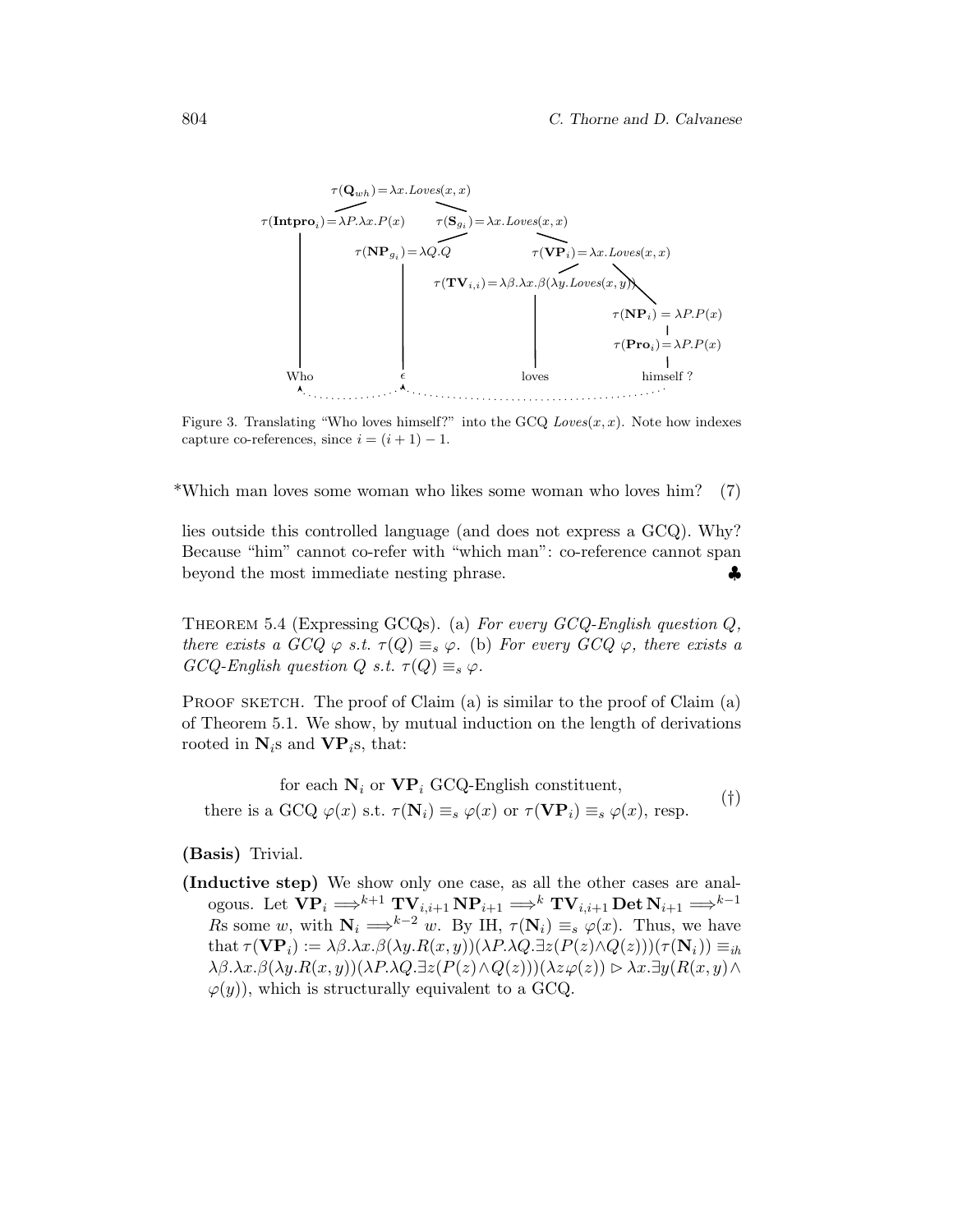Figure 3. Translating "Who loves himself?" into the GCQ $Loves(x, x)$. Note how indexes capture co-references, since $i = (i + 1) - 1$.

*Which man loves some woman who likes some woman who loves him? (7)

lies outside this controlled language (and does not express a GCQ). Why? Because "him" cannot co-refer with "which man": co-reference cannot span beyond the most immediate nesting phrase. ♣

THEOREM 5.4 (Expressing GCQs). (a) *For every GCQ-English question $Q$, there exists a GCQ $\varphi$ s.t. $\tau(Q) \equiv_s \varphi$.* (b) *For every GCQ $\varphi$, there exists a GCQ-English question $Q$ s.t. $\tau(Q) \equiv_s \varphi$.*

PROOF SKETCH. The proof of Claim (a) is similar to the proof of Claim (a) of Theorem 5.1. We show, by mutual induction on the length of derivations rooted in $\mathbf{N}_i$s and $\mathbf{VP}_i$s, that:

$$\text{for each } \mathbf{N}_i \text{ or } \mathbf{VP}_i \text{ GCQ-English constituent,}$$
$$\text{there is a GCQ } \varphi(x) \text{ s.t. } \tau(\mathbf{N}_i) \equiv_s \varphi(x) \text{ or } \tau(\mathbf{VP}_i) \equiv_s \varphi(x)\text{, resp.} \quad (\dagger)$$

**(Basis)** Trivial.

**(Inductive step)** We show only one case, as all the other cases are analogous. Let $\mathbf{VP}_i \Longrightarrow^{k+1} \mathbf{TV}_{i,i+1}\,\mathbf{NP}_{i+1} \Longrightarrow^{k} \mathbf{TV}_{i,i+1}\,\mathbf{Det}\,\mathbf{N}_{i+1} \Longrightarrow^{k-1}$ $R$s some $w$, with $\mathbf{N}_i \Longrightarrow^{k-2} w$. By IH, $\tau(\mathbf{N}_i) \equiv_s \varphi(x)$. Thus, we have that $\tau(\mathbf{VP}_i) := \lambda\beta.\lambda x.\beta(\lambda y.R(x,y))(\lambda P.\lambda Q.\exists z(P(z) \wedge Q(z)))(\tau(\mathbf{N}_i)) \equiv_{ih}$ $\lambda\beta.\lambda x.\beta(\lambda y.R(x,y))(\lambda P.\lambda Q.\exists z(P(z) \wedge Q(z)))(\lambda z\varphi(z)) \rhd \lambda x.\exists y(R(x,y) \wedge \varphi(y))$, which is structurally equivalent to a GCQ.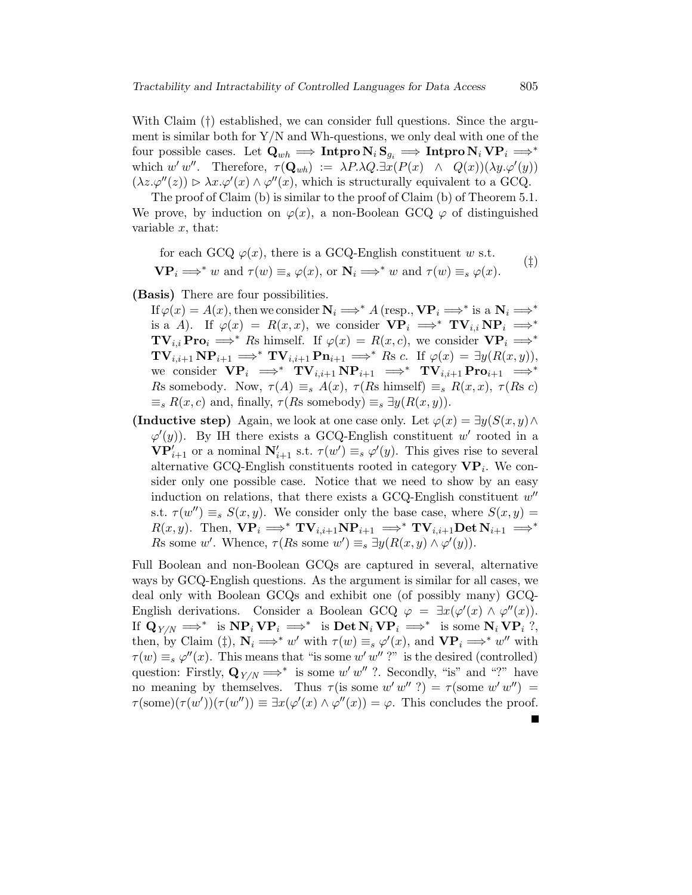With Claim (†) established, we can consider full questions. Since the argument is similar both for Y/N and Wh-questions, we only deal with one of the four possible cases. Let $\mathbf{Q}_{wh} \Longrightarrow \mathbf{Intpro}\,\mathbf{N}_i\,\mathbf{S}_{g_i} \Longrightarrow \mathbf{Intpro}\,\mathbf{N}_i\,\mathbf{VP}_i \Longrightarrow^*$ which $w'\,w''$. Therefore, $\tau(\mathbf{Q}_{wh}) := \lambda P.\lambda Q.\exists x(P(x) \;\wedge\; Q(x))(\lambda y.\varphi'(y))$ $(\lambda z.\varphi''(z)) \rhd \lambda x.\varphi'(x) \wedge \varphi''(x)$, which is structurally equivalent to a GCQ.

The proof of Claim (b) is similar to the proof of Claim (b) of Theorem 5.1. We prove, by induction on $\varphi(x)$, a non-Boolean GCQ $\varphi$ of distinguished variable $x$, that:

$$\begin{array}{l}\text{for each GCQ } \varphi(x)\text{, there is a GCQ-English constituent } w \text{ s.t.}\\ \mathbf{VP}_i \Longrightarrow^* w \text{ and } \tau(w) \equiv_s \varphi(x)\text{, or } \mathbf{N}_i \Longrightarrow^* w \text{ and } \tau(w) \equiv_s \varphi(x).\end{array} \quad (\ddagger)$$

**(Basis)** There are four possibilities.
If $\varphi(x) = A(x)$, then we consider $\mathbf{N}_i \Longrightarrow^* A$ (resp., $\mathbf{VP}_i \Longrightarrow^*$ is a $\mathbf{N}_i \Longrightarrow^*$ is a $A$). If $\varphi(x) = R(x,x)$, we consider $\mathbf{VP}_i \Longrightarrow^* \mathbf{TV}_{i,i}\,\mathbf{NP}_i \Longrightarrow^* \mathbf{TV}_{i,i}\,\mathbf{Pro}_i \Longrightarrow^*$ $R$s himself. If $\varphi(x) = R(x,c)$, we consider $\mathbf{VP}_i \Longrightarrow^* \mathbf{TV}_{i,i+1}\,\mathbf{NP}_{i+1} \Longrightarrow^* \mathbf{TV}_{i,i+1}\,\mathbf{Pn}_{i+1} \Longrightarrow^*$ $R$s $c$. If $\varphi(x) = \exists y(R(x,y))$, we consider $\mathbf{VP}_i \Longrightarrow^* \mathbf{TV}_{i,i+1}\,\mathbf{NP}_{i+1} \Longrightarrow^* \mathbf{TV}_{i,i+1}\,\mathbf{Pro}_{i+1} \Longrightarrow^*$ $R$s somebody. Now, $\tau(A) \equiv_s A(x)$, $\tau(R\text{s himself}) \equiv_s R(x,x)$, $\tau(R\text{s } c)$ $\equiv_s R(x,c)$ and, finally, $\tau(R\text{s somebody}) \equiv_s \exists y(R(x,y))$.

**(Inductive step)** Again, we look at one case only. Let $\varphi(x) = \exists y(S(x,y) \wedge \varphi'(y))$. By IH there exists a GCQ-English constituent $w'$ rooted in a $\mathbf{VP}'_{i+1}$ or a nominal $\mathbf{N}'_{i+1}$ s.t. $\tau(w') \equiv_s \varphi'(y)$. This gives rise to several alternative GCQ-English constituents rooted in category $\mathbf{VP}_i$. We consider only one possible case. Notice that we need to show by an easy induction on relations, that there exists a GCQ-English constituent $w''$ s.t. $\tau(w'') \equiv_s S(x,y)$. We consider only the base case, where $S(x,y) = R(x,y)$. Then, $\mathbf{VP}_i \Longrightarrow^* \mathbf{TV}_{i,i+1}\mathbf{NP}_{i+1} \Longrightarrow^* \mathbf{TV}_{i,i+1}\mathbf{Det}\,\mathbf{N}_{i+1} \Longrightarrow^*$ $R$s some $w'$. Whence, $\tau(R\text{s some } w') \equiv_s \exists y(R(x,y) \wedge \varphi'(y))$.

Full Boolean and non-Boolean GCQs are captured in several, alternative ways by GCQ-English questions. As the argument is similar for all cases, we deal only with Boolean GCQs and exhibit one (of possibly many) GCQ-English derivations. Consider a Boolean GCQ $\varphi = \exists x(\varphi'(x) \wedge \varphi''(x))$. If $\mathbf{Q}_{Y/N} \Longrightarrow^*$ is $\mathbf{NP}_i\,\mathbf{VP}_i \Longrightarrow^*$ is $\mathbf{Det}\,\mathbf{N}_i\,\mathbf{VP}_i \Longrightarrow^*$ is some $\mathbf{N}_i\,\mathbf{VP}_i$ ?, then, by Claim (‡), $\mathbf{N}_i \Longrightarrow^* w'$ with $\tau(w) \equiv_s \varphi'(x)$, and $\mathbf{VP}_i \Longrightarrow^* w''$ with $\tau(w) \equiv_s \varphi''(x)$. This means that "is some $w'\,w''$ ?" is the desired (controlled) question: Firstly, $\mathbf{Q}_{Y/N} \Longrightarrow^*$ is some $w'\,w''$ ?. Secondly, "is" and "?" have no meaning by themselves. Thus $\tau(\text{is some } w'\,w''\text{ ?}) = \tau(\text{some } w'\,w'') =$ $\tau(\text{some})(\tau(w'))(\tau(w'')) \equiv \exists x(\varphi'(x) \wedge \varphi''(x)) = \varphi$. This concludes the proof. ■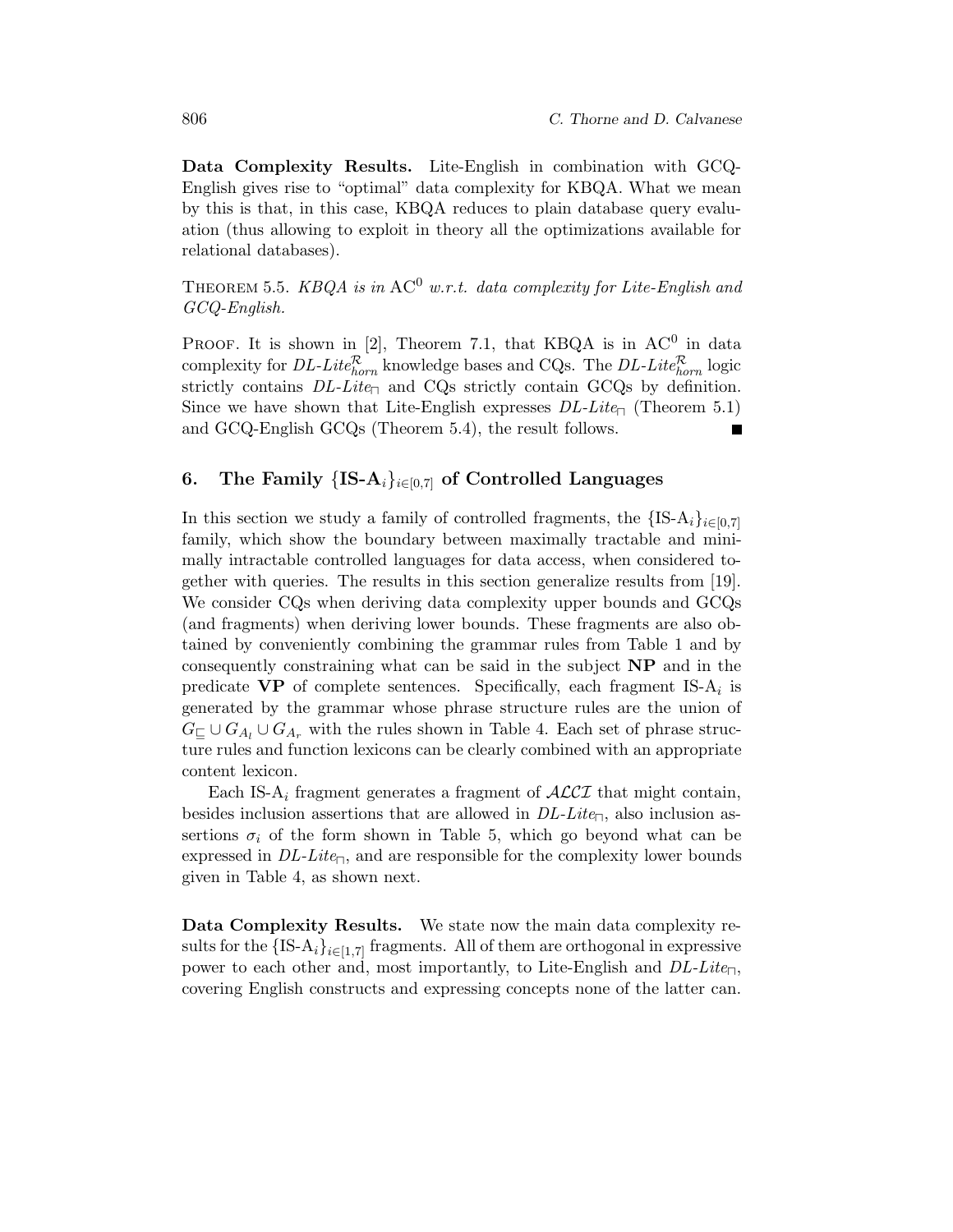**Data Complexity Results.** Lite-English in combination with GCQ-English gives rise to "optimal" data complexity for KBQA. What we mean by this is that, in this case, KBQA reduces to plain database query evaluation (thus allowing to exploit in theory all the optimizations available for relational databases).

THEOREM 5.5. *KBQA is in* $\mathrm{AC}^0$ *w.r.t. data complexity for Lite-English and GCQ-English.*

PROOF. It is shown in [2], Theorem 7.1, that KBQA is in $\mathrm{AC}^0$ in data complexity for $DL\text{-}Lite^{\mathcal{R}}_{horn}$ knowledge bases and CQs. The $DL\text{-}Lite^{\mathcal{R}}_{horn}$ logic strictly contains $DL\text{-}Lite_{\sqcap}$ and CQs strictly contain GCQs by definition. Since we have shown that Lite-English expresses $DL\text{-}Lite_{\sqcap}$ (Theorem 5.1) and GCQ-English GCQs (Theorem 5.4), the result follows. ■

## 6. The Family $\{\textbf{IS-A}_i\}_{i\in[0,7]}$ of Controlled Languages

In this section we study a family of controlled fragments, the $\{\text{IS-A}_i\}_{i\in[0,7]}$ family, which show the boundary between maximally tractable and minimally intractable controlled languages for data access, when considered together with queries. The results in this section generalize results from [19]. We consider CQs when deriving data complexity upper bounds and GCQs (and fragments) when deriving lower bounds. These fragments are also obtained by conveniently combining the grammar rules from Table 1 and by consequently constraining what can be said in the subject **NP** and in the predicate **VP** of complete sentences. Specifically, each fragment IS-A$_i$ is generated by the grammar whose phrase structure rules are the union of $G_{\sqsubseteq} \cup G_{A_l} \cup G_{A_r}$ with the rules shown in Table 4. Each set of phrase structure rules and function lexicons can be clearly combined with an appropriate content lexicon.

Each IS-A$_i$ fragment generates a fragment of $\mathcal{ALCI}$ that might contain, besides inclusion assertions that are allowed in $DL\text{-}Lite_{\sqcap}$, also inclusion assertions $\sigma_i$ of the form shown in Table 5, which go beyond what can be expressed in $DL\text{-}Lite_{\sqcap}$, and are responsible for the complexity lower bounds given in Table 4, as shown next.

**Data Complexity Results.** We state now the main data complexity results for the $\{\text{IS-A}_i\}_{i\in[1,7]}$ fragments. All of them are orthogonal in expressive power to each other and, most importantly, to Lite-English and $DL\text{-}Lite_{\sqcap}$, covering English constructs and expressing concepts none of the latter can.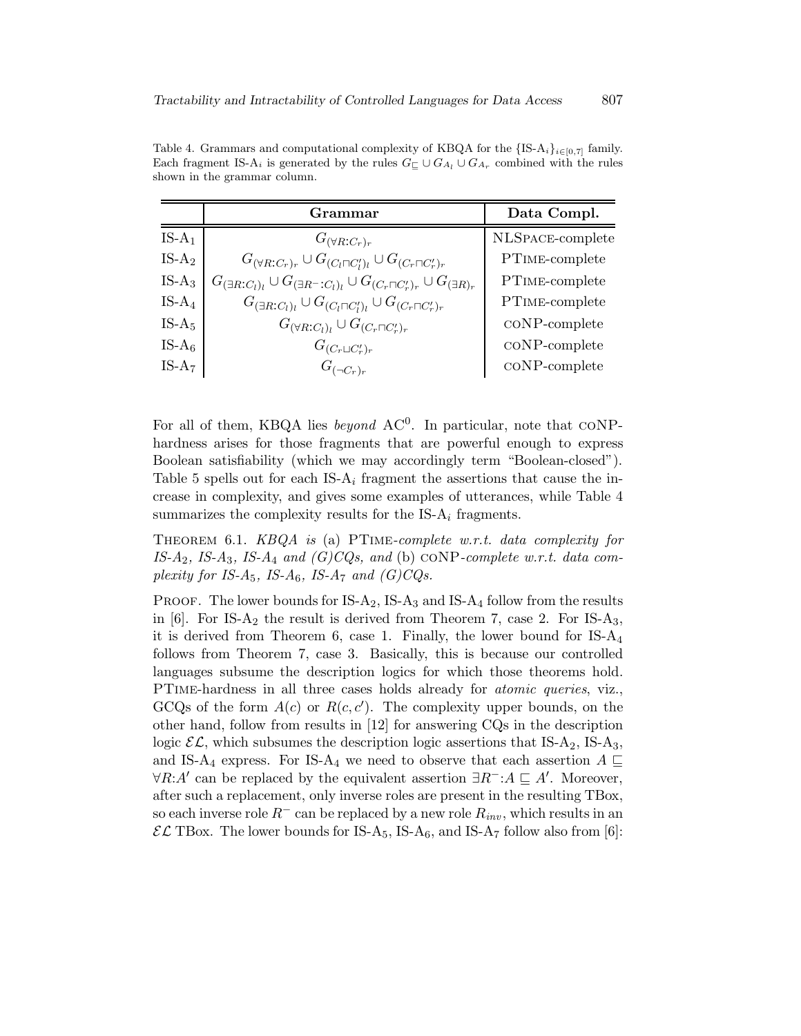Table 4. Grammars and computational complexity of KBQA for the $\{\text{IS-A}_i\}_{i \in [0,7]}$ family. Each fragment IS-$A_i$ is generated by the rules $G_{\sqsubseteq} \cup G_{A_l} \cup G_{A_r}$ combined with the rules shown in the grammar column.

| | **Grammar** | **Data Compl.** |
|---|---|---|
| IS-$A_1$ | $G_{(\forall R:C_r)_r}$ | NLSPACE-complete |
| IS-$A_2$ | $G_{(\forall R:C_r)_r} \cup G_{(C_l \sqcap C'_l)_l} \cup G_{(C_r \sqcap C'_r)_r}$ | PTIME-complete |
| IS-$A_3$ | $G_{(\exists R:C_l)_l} \cup G_{(\exists R^-:C_l)_l} \cup G_{(C_r \sqcap C'_r)_r} \cup G_{(\exists R)_r}$ | PTIME-complete |
| IS-$A_4$ | $G_{(\exists R:C_l)_l} \cup G_{(C_l \sqcap C'_l)_l} \cup G_{(C_r \sqcap C'_r)_r}$ | PTIME-complete |
| IS-$A_5$ | $G_{(\forall R:C_l)_l} \cup G_{(C_r \sqcap C'_r)_r}$ | coNP-complete |
| IS-$A_6$ | $G_{(C_r \sqcup C'_r)_r}$ | coNP-complete |
| IS-$A_7$ | $G_{(\neg C_r)_r}$ | coNP-complete |

For all of them, KBQA lies *beyond* $AC^0$. In particular, note that coNP-hardness arises for those fragments that are powerful enough to express Boolean satisfiability (which we may accordingly term "Boolean-closed"). Table 5 spells out for each IS-$A_i$ fragment the assertions that cause the increase in complexity, and gives some examples of utterances, while Table 4 summarizes the complexity results for the IS-$A_i$ fragments.

THEOREM 6.1. *KBQA is* (a) PTIME*-complete w.r.t. data complexity for IS-$A_2$, IS-$A_3$, IS-$A_4$ and (G)CQs, and* (b) coNP*-complete w.r.t. data complexity for IS-$A_5$, IS-$A_6$, IS-$A_7$ and (G)CQs.*

PROOF. The lower bounds for IS-$A_2$, IS-$A_3$ and IS-$A_4$ follow from the results in [6]. For IS-$A_2$ the result is derived from Theorem 7, case 2. For IS-$A_3$, it is derived from Theorem 6, case 1. Finally, the lower bound for IS-$A_4$ follows from Theorem 7, case 3. Basically, this is because our controlled languages subsume the description logics for which those theorems hold. PTIME-hardness in all three cases holds already for *atomic queries*, viz., GCQs of the form $A(c)$ or $R(c, c')$. The complexity upper bounds, on the other hand, follow from results in [12] for answering CQs in the description logic $\mathcal{EL}$, which subsumes the description logic assertions that IS-$A_2$, IS-$A_3$, and IS-$A_4$ express. For IS-$A_4$ we need to observe that each assertion $A \sqsubseteq \forall R{:}A'$ can be replaced by the equivalent assertion $\exists R^-{:}A \sqsubseteq A'$. Moreover, after such a replacement, only inverse roles are present in the resulting TBox, so each inverse role $R^-$ can be replaced by a new role $R_{inv}$, which results in an $\mathcal{EL}$ TBox. The lower bounds for IS-$A_5$, IS-$A_6$, and IS-$A_7$ follow also from [6]: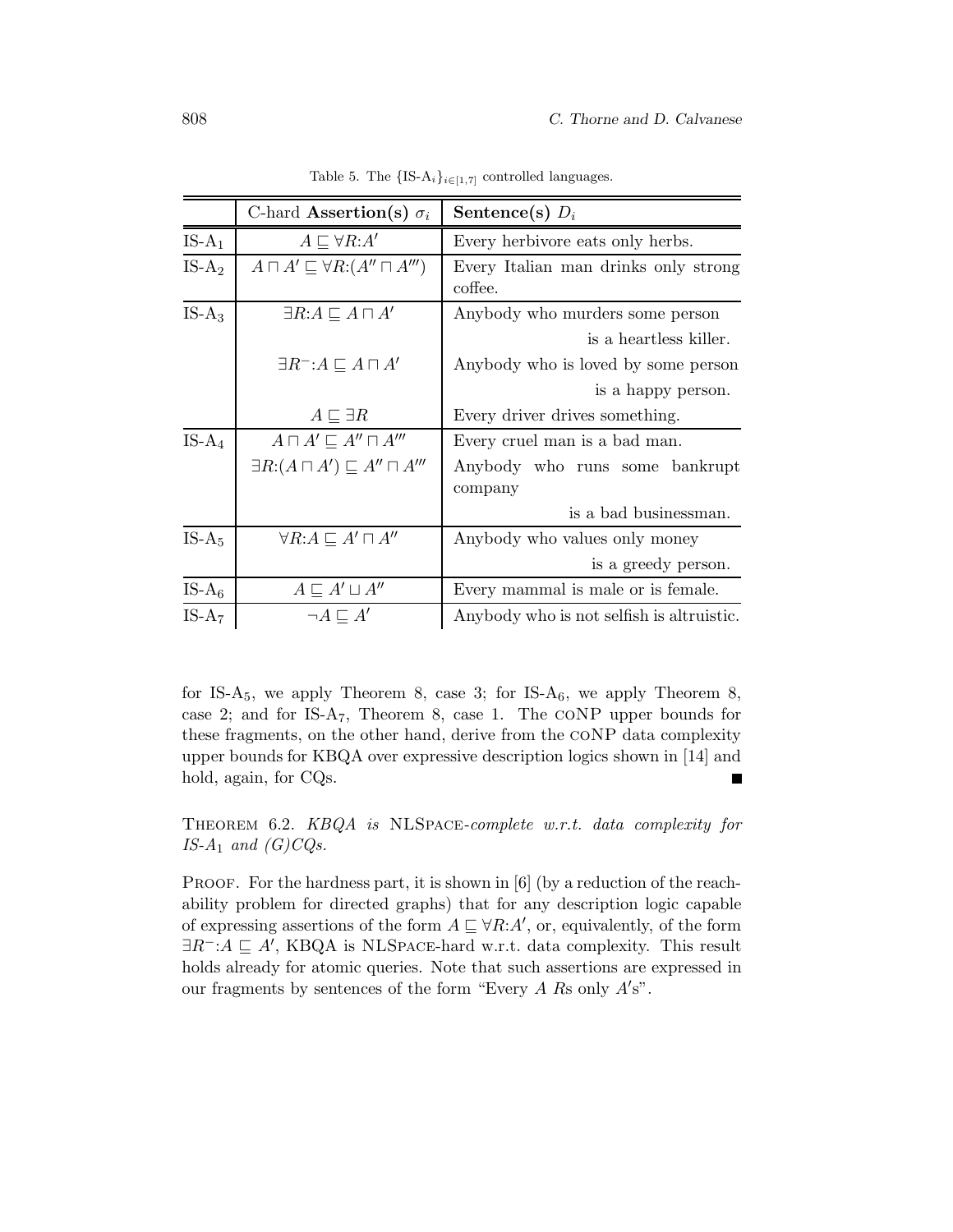Table 5. The $\{\text{IS-A}_i\}_{i \in [1,7]}$ controlled languages.

| | C-hard **Assertion(s)** $\sigma_i$ | **Sentence(s)** $D_i$ |
|---|---|---|
| IS-$A_1$ | $A \sqsubseteq \forall R{:}A'$ | Every herbivore eats only herbs. |
| IS-$A_2$ | $A \sqcap A' \sqsubseteq \forall R{:}(A'' \sqcap A''')$ | Every Italian man drinks only strong coffee. |
| IS-$A_3$ | $\exists R{:}A \sqsubseteq A \sqcap A'$ | Anybody who murders some person is a heartless killer. |
| | $\exists R^{-}{:}A \sqsubseteq A \sqcap A'$ | Anybody who is loved by some person is a happy person. |
| | $A \sqsubseteq \exists R$ | Every driver drives something. |
| IS-$A_4$ | $A \sqcap A' \sqsubseteq A'' \sqcap A'''$ | Every cruel man is a bad man. |
| | $\exists R{:}(A \sqcap A') \sqsubseteq A'' \sqcap A'''$ | Anybody who runs some bankrupt company is a bad businessman. |
| IS-$A_5$ | $\forall R{:}A \sqsubseteq A' \sqcap A''$ | Anybody who values only money is a greedy person. |
| IS-$A_6$ | $A \sqsubseteq A' \sqcup A''$ | Every mammal is male or is female. |
| IS-$A_7$ | $\neg A \sqsubseteq A'$ | Anybody who is not selfish is altruistic. |

for IS-$A_5$, we apply Theorem 8, case 3; for IS-$A_6$, we apply Theorem 8, case 2; and for IS-$A_7$, Theorem 8, case 1. The coNP upper bounds for these fragments, on the other hand, derive from the coNP data complexity upper bounds for KBQA over expressive description logics shown in [14] and hold, again, for CQs. ∎

Theorem 6.2. *KBQA is* NLSpace*-complete w.r.t. data complexity for IS-$A_1$ and (G)CQs.*

Proof. For the hardness part, it is shown in [6] (by a reduction of the reachability problem for directed graphs) that for any description logic capable of expressing assertions of the form $A \sqsubseteq \forall R{:}A'$, or, equivalently, of the form $\exists R^{-}{:}A \sqsubseteq A'$, KBQA is NLSpace-hard w.r.t. data complexity. This result holds already for atomic queries. Note that such assertions are expressed in our fragments by sentences of the form "Every $A$ $R$s only $A'$s".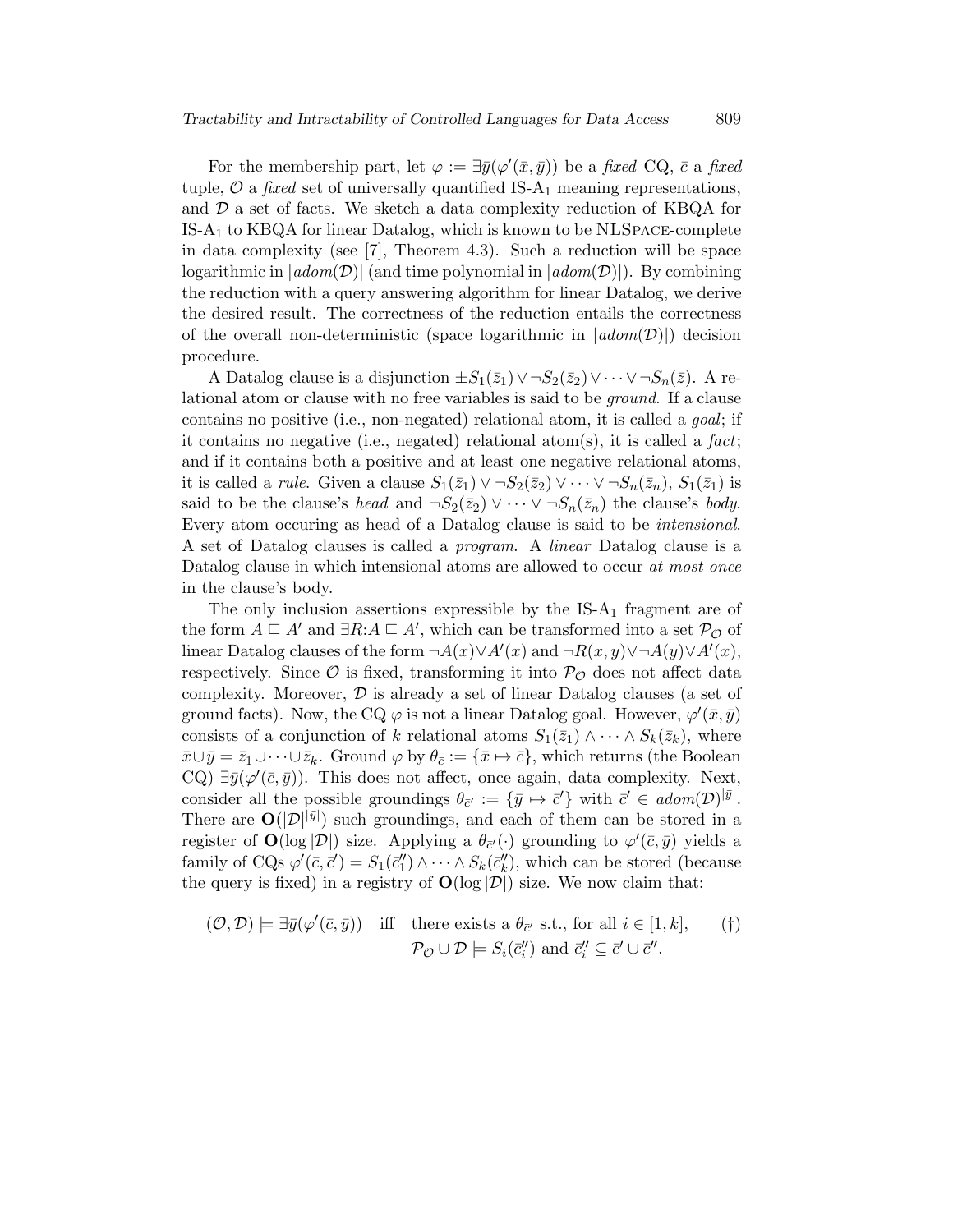For the membership part, let $\varphi := \exists \bar{y}(\varphi'(\bar{x}, \bar{y}))$ be a *fixed* CQ, $\bar{c}$ a *fixed* tuple, $\mathcal{O}$ a *fixed* set of universally quantified IS-A$_1$ meaning representations, and $\mathcal{D}$ a set of facts. We sketch a data complexity reduction of KBQA for IS-A$_1$ to KBQA for linear Datalog, which is known to be NLSpace-complete in data complexity (see [7], Theorem 4.3). Such a reduction will be space logarithmic in $|adom(\mathcal{D})|$ (and time polynomial in $|adom(\mathcal{D})|$). By combining the reduction with a query answering algorithm for linear Datalog, we derive the desired result. The correctness of the reduction entails the correctness of the overall non-deterministic (space logarithmic in $|adom(\mathcal{D})|$) decision procedure.

A Datalog clause is a disjunction $\pm S_1(\bar{z}_1) \vee \neg S_2(\bar{z}_2) \vee \cdots \vee \neg S_n(\bar{z})$. A relational atom or clause with no free variables is said to be *ground*. If a clause contains no positive (i.e., non-negated) relational atom, it is called a *goal*; if it contains no negative (i.e., negated) relational atom(s), it is called a *fact*; and if it contains both a positive and at least one negative relational atoms, it is called a *rule*. Given a clause $S_1(\bar{z}_1) \vee \neg S_2(\bar{z}_2) \vee \cdots \vee \neg S_n(\bar{z}_n)$, $S_1(\bar{z}_1)$ is said to be the clause's *head* and $\neg S_2(\bar{z}_2) \vee \cdots \vee \neg S_n(\bar{z}_n)$ the clause's *body*. Every atom occuring as head of a Datalog clause is said to be *intensional*. A set of Datalog clauses is called a *program*. A *linear* Datalog clause is a Datalog clause in which intensional atoms are allowed to occur *at most once* in the clause's body.

The only inclusion assertions expressible by the IS-A$_1$ fragment are of the form $A \sqsubseteq A'$ and $\exists R{:}A \sqsubseteq A'$, which can be transformed into a set $\mathcal{P}_{\mathcal{O}}$ of linear Datalog clauses of the form $\neg A(x) \vee A'(x)$ and $\neg R(x, y) \vee \neg A(y) \vee A'(x)$, respectively. Since $\mathcal{O}$ is fixed, transforming it into $\mathcal{P}_{\mathcal{O}}$ does not affect data complexity. Moreover, $\mathcal{D}$ is already a set of linear Datalog clauses (a set of ground facts). Now, the CQ $\varphi$ is not a linear Datalog goal. However, $\varphi'(\bar{x}, \bar{y})$ consists of a conjunction of $k$ relational atoms $S_1(\bar{z}_1) \wedge \cdots \wedge S_k(\bar{z}_k)$, where $\bar{x} \cup \bar{y} = \bar{z}_1 \cup \cdots \cup \bar{z}_k$. Ground $\varphi$ by $\theta_{\bar{c}} := \{\bar{x} \mapsto \bar{c}\}$, which returns (the Boolean CQ) $\exists \bar{y}(\varphi'(\bar{c}, \bar{y}))$. This does not affect, once again, data complexity. Next, consider all the possible groundings $\theta_{\bar{c}'} := \{\bar{y} \mapsto \bar{c}'\}$ with $\bar{c}' \in adom(\mathcal{D})^{|\bar{y}|}$. There are $\mathbf{O}(|\mathcal{D}|^{|\bar{y}|})$ such groundings, and each of them can be stored in a register of $\mathbf{O}(\log |\mathcal{D}|)$ size. Applying a $\theta_{\bar{c}'}(\cdot)$ grounding to $\varphi'(\bar{c}, \bar{y})$ yields a family of CQs $\varphi'(\bar{c}, \bar{c}') = S_1(\bar{c}_1'') \wedge \cdots \wedge S_k(\bar{c}_k'')$, which can be stored (because the query is fixed) in a registry of $\mathbf{O}(\log |\mathcal{D}|)$ size. We now claim that:

$$(\mathcal{O}, \mathcal{D}) \models \exists \bar{y}(\varphi'(\bar{c}, \bar{y})) \quad \text{iff} \quad \begin{array}{l} \text{there exists a } \theta_{\bar{c}'} \text{ s.t., for all } i \in [1, k], \\ \mathcal{P}_{\mathcal{O}} \cup \mathcal{D} \models S_i(\bar{c}_i'') \text{ and } \bar{c}_i'' \subseteq \bar{c}' \cup \bar{c}''. \end{array} \qquad (\dagger)$$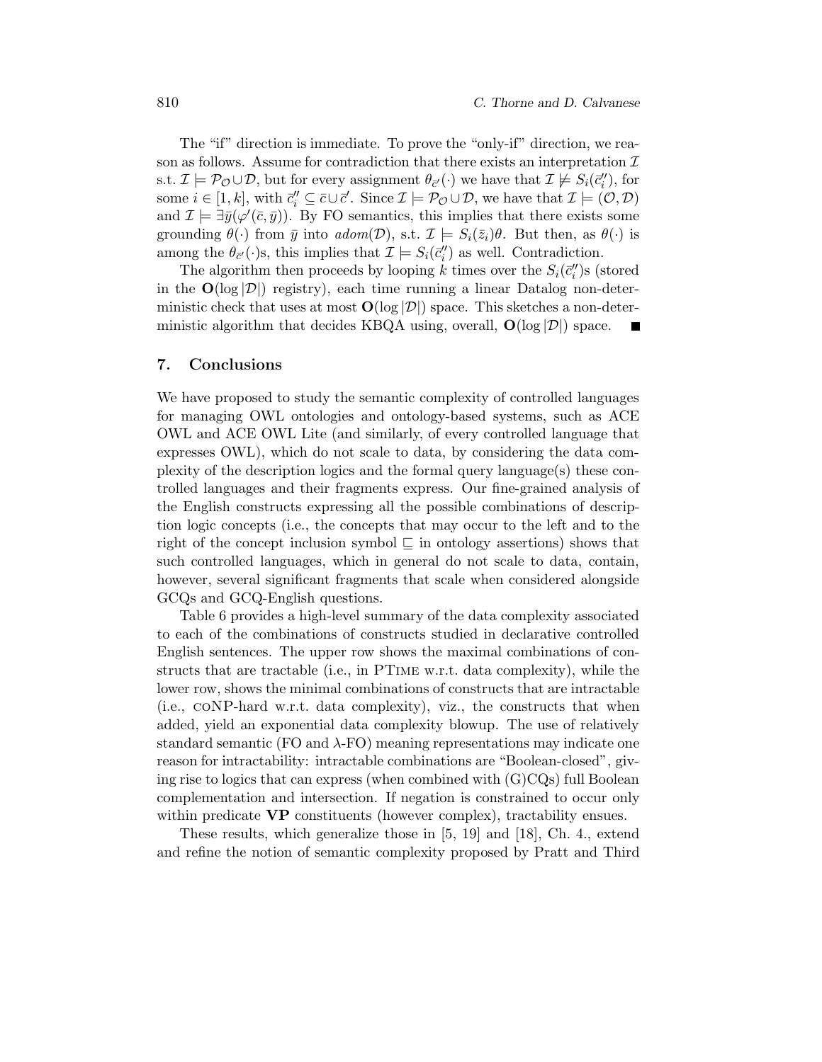The "if" direction is immediate. To prove the "only-if" direction, we reason as follows. Assume for contradiction that there exists an interpretation $\mathcal{I}$ s.t. $\mathcal{I} \models \mathcal{P}_{\mathcal{O}} \cup \mathcal{D}$, but for every assignment $\theta_{\bar{c}'}(\cdot)$ we have that $\mathcal{I} \not\models S_i(\bar{c}_i'')$, for some $i \in [1, k]$, with $\bar{c}_i'' \subseteq \bar{c} \cup \bar{c}'$. Since $\mathcal{I} \models \mathcal{P}_{\mathcal{O}} \cup \mathcal{D}$, we have that $\mathcal{I} \models (\mathcal{O}, \mathcal{D})$ and $\mathcal{I} \models \exists \bar{y}(\varphi'(\bar{c}, \bar{y}))$. By FO semantics, this implies that there exists some grounding $\theta(\cdot)$ from $\bar{y}$ into $adom(\mathcal{D})$, s.t. $\mathcal{I} \models S_i(\bar{z}_i)\theta$. But then, as $\theta(\cdot)$ is among the $\theta_{\bar{c}'}(\cdot)$s, this implies that $\mathcal{I} \models S_i(\bar{c}_i'')$ as well. Contradiction.

The algorithm then proceeds by looping $k$ times over the $S_i(\bar{c}_i'')$s (stored in the $\mathbf{O}(\log |\mathcal{D}|)$ registry), each time running a linear Datalog non-deterministic check that uses at most $\mathbf{O}(\log |\mathcal{D}|)$ space. This sketches a non-deterministic algorithm that decides KBQA using, overall, $\mathbf{O}(\log |\mathcal{D}|)$ space. ∎

## 7. Conclusions

We have proposed to study the semantic complexity of controlled languages for managing OWL ontologies and ontology-based systems, such as ACE OWL and ACE OWL Lite (and similarly, of every controlled language that expresses OWL), which do not scale to data, by considering the data complexity of the description logics and the formal query language(s) these controlled languages and their fragments express. Our fine-grained analysis of the English constructs expressing all the possible combinations of description logic concepts (i.e., the concepts that may occur to the left and to the right of the concept inclusion symbol $\sqsubseteq$ in ontology assertions) shows that such controlled languages, which in general do not scale to data, contain, however, several significant fragments that scale when considered alongside GCQs and GCQ-English questions.

Table 6 provides a high-level summary of the data complexity associated to each of the combinations of constructs studied in declarative controlled English sentences. The upper row shows the maximal combinations of constructs that are tractable (i.e., in PTime w.r.t. data complexity), while the lower row, shows the minimal combinations of constructs that are intractable (i.e., coNP-hard w.r.t. data complexity), viz., the constructs that when added, yield an exponential data complexity blowup. The use of relatively standard semantic (FO and $\lambda$-FO) meaning representations may indicate one reason for intractability: intractable combinations are "Boolean-closed", giving rise to logics that can express (when combined with (G)CQs) full Boolean complementation and intersection. If negation is constrained to occur only within predicate **VP** constituents (however complex), tractability ensues.

These results, which generalize those in [5, 19] and [18], Ch. 4., extend and refine the notion of semantic complexity proposed by Pratt and Third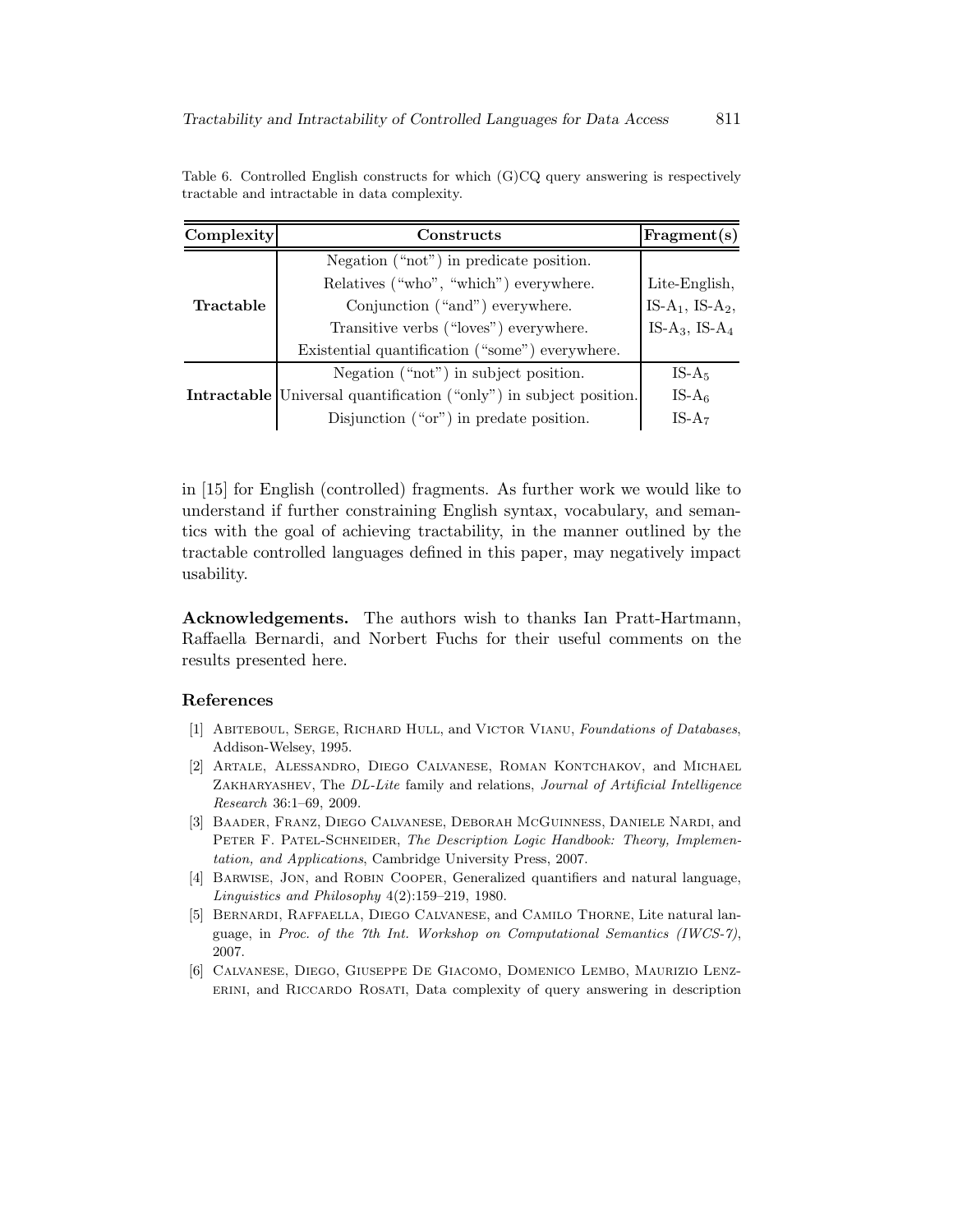Table 6. Controlled English constructs for which (G)CQ query answering is respectively tractable and intractable in data complexity.

| Complexity | Constructs | Fragment(s) |
|---|---|---|
| **Tractable** | Negation ("not") in predicate position. | Lite-English, |
| | Relatives ("who", "which") everywhere. | IS-$A_1$, IS-$A_2$, |
| | Conjunction ("and") everywhere. | IS-$A_3$, IS-$A_4$ |
| | Transitive verbs ("loves") everywhere. | |
| | Existential quantification ("some") everywhere. | |
| **Intractable** | Negation ("not") in subject position. | IS-$A_5$ |
| | Universal quantification ("only") in subject position. | IS-$A_6$ |
| | Disjunction ("or") in predate position. | IS-$A_7$ |

in [15] for English (controlled) fragments. As further work we would like to understand if further constraining English syntax, vocabulary, and semantics with the goal of achieving tractability, in the manner outlined by the tractable controlled languages defined in this paper, may negatively impact usability.

**Acknowledgements.** The authors wish to thanks Ian Pratt-Hartmann, Raffaella Bernardi, and Norbert Fuchs for their useful comments on the results presented here.

## References

[1] Abiteboul, Serge, Richard Hull, and Victor Vianu, *Foundations of Databases*, Addison-Welsey, 1995.

[2] Artale, Alessandro, Diego Calvanese, Roman Kontchakov, and Michael Zakharyashev, The *DL-Lite* family and relations, *Journal of Artificial Intelligence Research* 36:1–69, 2009.

[3] Baader, Franz, Diego Calvanese, Deborah McGuinness, Daniele Nardi, and Peter F. Patel-Schneider, *The Description Logic Handbook: Theory, Implementation, and Applications*, Cambridge University Press, 2007.

[4] Barwise, Jon, and Robin Cooper, Generalized quantifiers and natural language, *Linguistics and Philosophy* 4(2):159–219, 1980.

[5] Bernardi, Raffaella, Diego Calvanese, and Camilo Thorne, Lite natural language, in *Proc. of the 7th Int. Workshop on Computational Semantics (IWCS-7)*, 2007.

[6] Calvanese, Diego, Giuseppe De Giacomo, Domenico Lembo, Maurizio Lenzerini, and Riccardo Rosati, Data complexity of query answering in description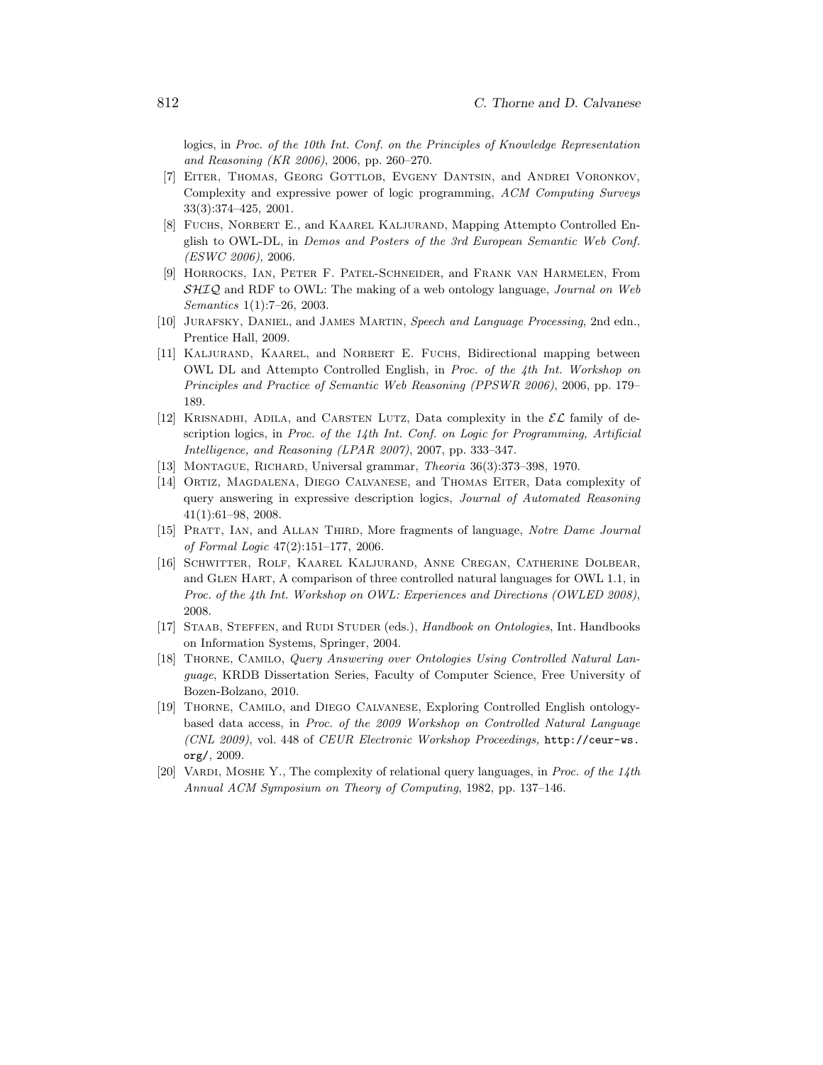logics, in *Proc. of the 10th Int. Conf. on the Principles of Knowledge Representation and Reasoning (KR 2006)*, 2006, pp. 260–270.

[7] Eiter, Thomas, Georg Gottlob, Evgeny Dantsin, and Andrei Voronkov, Complexity and expressive power of logic programming, *ACM Computing Surveys* 33(3):374–425, 2001.

[8] Fuchs, Norbert E., and Kaarel Kaljurand, Mapping Attempto Controlled English to OWL-DL, in *Demos and Posters of the 3rd European Semantic Web Conf. (ESWC 2006)*, 2006.

[9] Horrocks, Ian, Peter F. Patel-Schneider, and Frank van Harmelen, From $\mathcal{SHIQ}$ and RDF to OWL: The making of a web ontology language, *Journal on Web Semantics* 1(1):7–26, 2003.

[10] Jurafsky, Daniel, and James Martin, *Speech and Language Processing*, 2nd edn., Prentice Hall, 2009.

[11] Kaljurand, Kaarel, and Norbert E. Fuchs, Bidirectional mapping between OWL DL and Attempto Controlled English, in *Proc. of the 4th Int. Workshop on Principles and Practice of Semantic Web Reasoning (PPSWR 2006)*, 2006, pp. 179–189.

[12] Krisnadhi, Adila, and Carsten Lutz, Data complexity in the $\mathcal{EL}$ family of description logics, in *Proc. of the 14th Int. Conf. on Logic for Programming, Artificial Intelligence, and Reasoning (LPAR 2007)*, 2007, pp. 333–347.

[13] Montague, Richard, Universal grammar, *Theoria* 36(3):373–398, 1970.

[14] Ortiz, Magdalena, Diego Calvanese, and Thomas Eiter, Data complexity of query answering in expressive description logics, *Journal of Automated Reasoning* 41(1):61–98, 2008.

[15] Pratt, Ian, and Allan Third, More fragments of language, *Notre Dame Journal of Formal Logic* 47(2):151–177, 2006.

[16] Schwitter, Rolf, Kaarel Kaljurand, Anne Cregan, Catherine Dolbear, and Glen Hart, A comparison of three controlled natural languages for OWL 1.1, in *Proc. of the 4th Int. Workshop on OWL: Experiences and Directions (OWLED 2008)*, 2008.

[17] Staab, Steffen, and Rudi Studer (eds.), *Handbook on Ontologies*, Int. Handbooks on Information Systems, Springer, 2004.

[18] Thorne, Camilo, *Query Answering over Ontologies Using Controlled Natural Language*, KRDB Dissertation Series, Faculty of Computer Science, Free University of Bozen-Bolzano, 2010.

[19] Thorne, Camilo, and Diego Calvanese, Exploring Controlled English ontology-based data access, in *Proc. of the 2009 Workshop on Controlled Natural Language (CNL 2009)*, vol. 448 of *CEUR Electronic Workshop Proceedings*, `http://ceur-ws.org/`, 2009.

[20] Vardi, Moshe Y., The complexity of relational query languages, in *Proc. of the 14th Annual ACM Symposium on Theory of Computing*, 1982, pp. 137–146.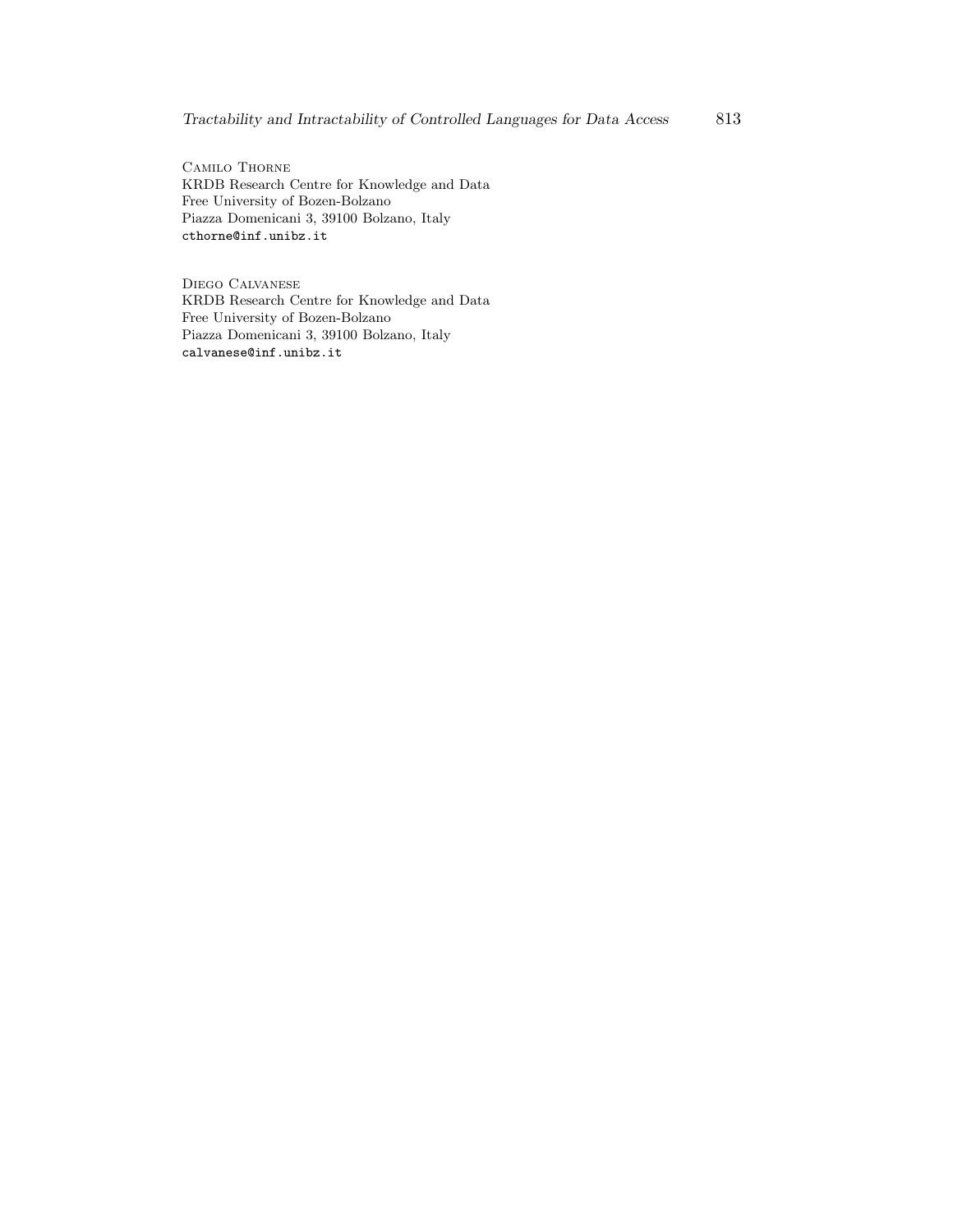Camilo Thorne
KRDB Research Centre for Knowledge and Data
Free University of Bozen-Bolzano
Piazza Domenicani 3, 39100 Bolzano, Italy
cthorne@inf.unibz.it

Diego Calvanese
KRDB Research Centre for Knowledge and Data
Free University of Bozen-Bolzano
Piazza Domenicani 3, 39100 Bolzano, Italy
calvanese@inf.unibz.it